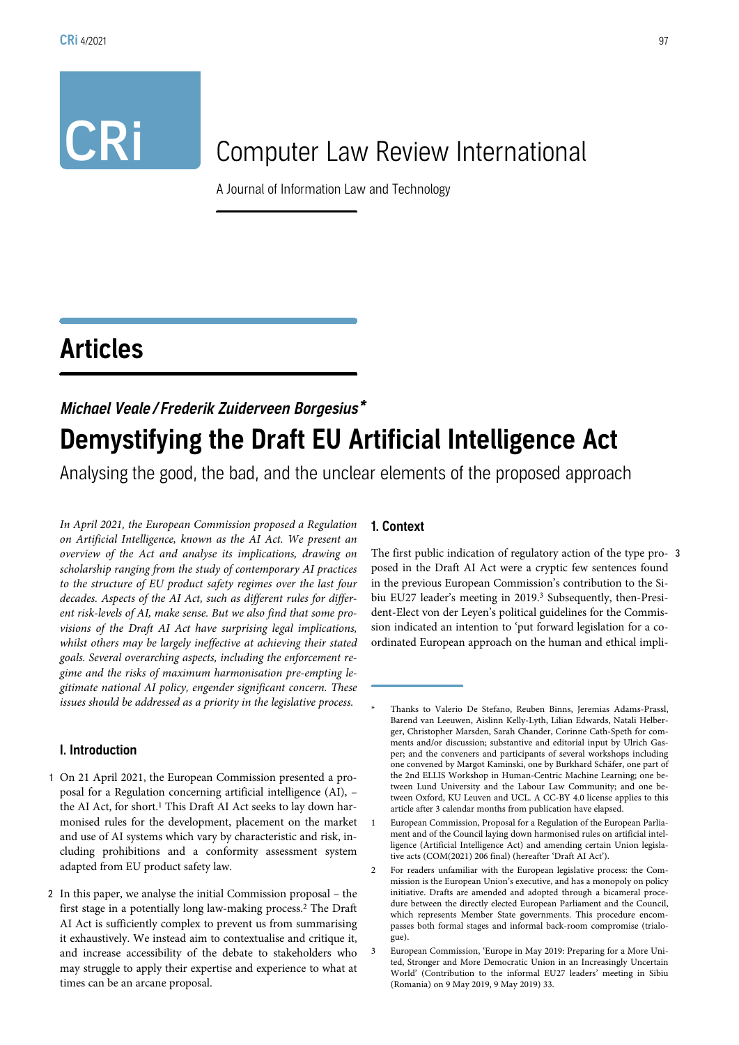# Computer Law Review International

A Journal of Information Law and Technology

## Articles

***Michael Veale / Frederik Zuiderveen Borgesius****

# Demystifying the Draft EU Artificial Intelligence Act

Analysing the good, the bad, and the unclear elements of the proposed approach

*In April 2021, the European Commission proposed a Regulation on Artificial Intelligence, known as the AI Act. We present an overview of the Act and analyse its implications, drawing on scholarship ranging from the study of contemporary AI practices to the structure of EU product safety regimes over the last four decades. Aspects of the AI Act, such as different rules for different risk-levels of AI, make sense. But we also find that some provisions of the Draft AI Act have surprising legal implications, whilst others may be largely ineffective at achieving their stated goals. Several overarching aspects, including the enforcement regime and the risks of maximum harmonisation pre-empting legitimate national AI policy, engender significant concern. These issues should be addressed as a priority in the legislative process.*

### I. Introduction

1 On 21 April 2021, the European Commission presented a proposal for a Regulation concerning artificial intelligence (AI), – the AI Act, for short.[1] This Draft AI Act seeks to lay down harmonised rules for the development, placement on the market and use of AI systems which vary by characteristic and risk, including prohibitions and a conformity assessment system adapted from EU product safety law.

2 In this paper, we analyse the initial Commission proposal – the first stage in a potentially long law-making process.[2] The Draft AI Act is sufficiently complex to prevent us from summarising it exhaustively. We instead aim to contextualise and critique it, and increase accessibility of the debate to stakeholders who may struggle to apply their expertise and experience to what at times can be an arcane proposal.

### 1. Context

3 The first public indication of regulatory action of the type proposed in the Draft AI Act were a cryptic few sentences found in the previous European Commission's contribution to the Sibiu EU27 leader's meeting in 2019.[3] Subsequently, then-President-Elect von der Leyen's political guidelines for the Commission indicated an intention to 'put forward legislation for a coordinated European approach on the human and ethical impli-

---

\* Thanks to Valerio De Stefano, Reuben Binns, Jeremias Adams-Prassl, Barend van Leeuwen, Aislinn Kelly-Lyth, Lilian Edwards, Natali Helberger, Christopher Marsden, Sarah Chander, Corinne Cath-Speth for comments and/or discussion; substantive and editorial input by Ulrich Gasper; and the conveners and participants of several workshops including one convened by Margot Kaminski, one by Burkhard Schäfer, one part of the 2nd ELLIS Workshop in Human-Centric Machine Learning; one between Lund University and the Labour Law Community; and one between Oxford, KU Leuven and UCL. A CC-BY 4.0 license applies to this article after 3 calendar months from publication have elapsed.

1 European Commission, Proposal for a Regulation of the European Parliament and of the Council laying down harmonised rules on artificial intelligence (Artificial Intelligence Act) and amending certain Union legislative acts (COM(2021) 206 final) (hereafter 'Draft AI Act').

2 For readers unfamiliar with the European legislative process: the Commission is the European Union's executive, and has a monopoly on policy initiative. Drafts are amended and adopted through a bicameral procedure between the directly elected European Parliament and the Council, which represents Member State governments. This procedure encompasses both formal stages and informal back-room compromise (trialogue).

3 European Commission, 'Europe in May 2019: Preparing for a More United, Stronger and More Democratic Union in an Increasingly Uncertain World' (Contribution to the informal EU27 leaders' meeting in Sibiu (Romania) on 9 May 2019, 9 May 2019) 33.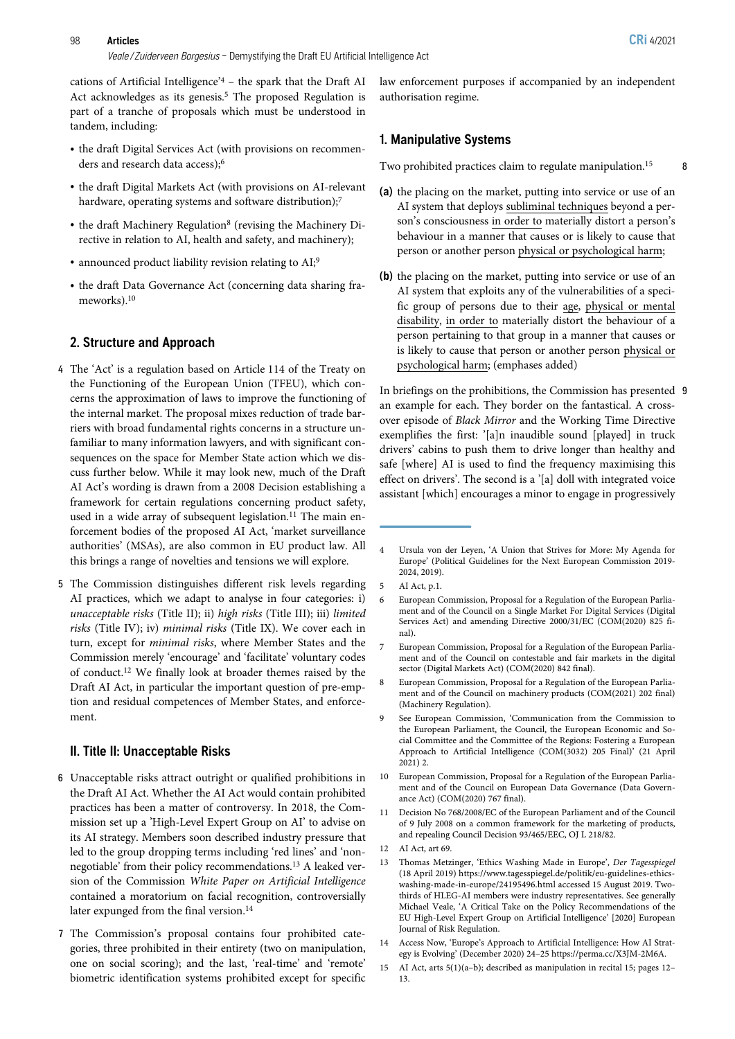cations of Artificial Intelligence'[4] – the spark that the Draft AI Act acknowledges as its genesis.[5] The proposed Regulation is part of a tranche of proposals which must be understood in tandem, including:

- the draft Digital Services Act (with provisions on recommenders and research data access);[6]
- the draft Digital Markets Act (with provisions on AI-relevant hardware, operating systems and software distribution);[7]
- the draft Machinery Regulation[8] (revising the Machinery Directive in relation to AI, health and safety, and machinery);
- announced product liability revision relating to AI;[9]
- the draft Data Governance Act (concerning data sharing frameworks).[10]

## 2. Structure and Approach

4 The 'Act' is a regulation based on Article 114 of the Treaty on the Functioning of the European Union (TFEU), which concerns the approximation of laws to improve the functioning of the internal market. The proposal mixes reduction of trade barriers with broad fundamental rights concerns in a structure unfamiliar to many information lawyers, and with significant consequences on the space for Member State action which we discuss further below. While it may look new, much of the Draft AI Act's wording is drawn from a 2008 Decision establishing a framework for certain regulations concerning product safety, used in a wide array of subsequent legislation.[11] The main enforcement bodies of the proposed AI Act, 'market surveillance authorities' (MSAs), are also common in EU product law. All this brings a range of novelties and tensions we will explore.

5 The Commission distinguishes different risk levels regarding AI practices, which we adapt to analyse in four categories: i) *unacceptable risks* (Title II); ii) *high risks* (Title III); iii) *limited risks* (Title IV); iv) *minimal risks* (Title IX). We cover each in turn, except for *minimal risks*, where Member States and the Commission merely 'encourage' and 'facilitate' voluntary codes of conduct.[12] We finally look at broader themes raised by the Draft AI Act, in particular the important question of pre-emption and residual competences of Member States, and enforcement.

## II. Title II: Unacceptable Risks

6 Unacceptable risks attract outright or qualified prohibitions in the Draft AI Act. Whether the AI Act would contain prohibited practices has been a matter of controversy. In 2018, the Commission set up a 'High-Level Expert Group on AI' to advise on its AI strategy. Members soon described industry pressure that led to the group dropping terms including 'red lines' and 'non-negotiable' from their policy recommendations.[13] A leaked version of the Commission *White Paper on Artificial Intelligence* contained a moratorium on facial recognition, controversially later expunged from the final version.[14]

7 The Commission's proposal contains four prohibited categories, three prohibited in their entirety (two on manipulation, one on social scoring); and the last, 'real-time' and 'remote' biometric identification systems prohibited except for specific law enforcement purposes if accompanied by an independent authorisation regime.

## 1. Manipulative Systems

8 Two prohibited practices claim to regulate manipulation.[15]

**(a)** the placing on the market, putting into service or use of an AI system that deploys subliminal techniques beyond a person's consciousness in order to materially distort a person's behaviour in a manner that causes or is likely to cause that person or another person physical or psychological harm;

**(b)** the placing on the market, putting into service or use of an AI system that exploits any of the vulnerabilities of a specific group of persons due to their age, physical or mental disability, in order to materially distort the behaviour of a person pertaining to that group in a manner that causes or is likely to cause that person or another person physical or psychological harm; (emphases added)

9 In briefings on the prohibitions, the Commission has presented an example for each. They border on the fantastical. A crossover episode of *Black Mirror* and the Working Time Directive exemplifies the first: '[a]n inaudible sound [played] in truck drivers' cabins to push them to drive longer than healthy and safe [where] AI is used to find the frequency maximising this effect on drivers'. The second is a '[a] doll with integrated voice assistant [which] encourages a minor to engage in progressively

---

4 Ursula von der Leyen, 'A Union that Strives for More: My Agenda for Europe' (Political Guidelines for the Next European Commission 2019-2024, 2019).

5 AI Act, p.1.

6 European Commission, Proposal for a Regulation of the European Parliament and of the Council on a Single Market For Digital Services (Digital Services Act) and amending Directive 2000/31/EC (COM(2020) 825 final).

7 European Commission, Proposal for a Regulation of the European Parliament and of the Council on contestable and fair markets in the digital sector (Digital Markets Act) (COM(2020) 842 final).

8 European Commission, Proposal for a Regulation of the European Parliament and of the Council on machinery products (COM(2021) 202 final) (Machinery Regulation).

9 See European Commission, 'Communication from the Commission to the European Parliament, the Council, the European Economic and Social Committee and the Committee of the Regions: Fostering a European Approach to Artificial Intelligence (COM(3032) 205 Final)' (21 April 2021) 2.

10 European Commission, Proposal for a Regulation of the European Parliament and of the Council on European Data Governance (Data Governance Act) (COM(2020) 767 final).

11 Decision No 768/2008/EC of the European Parliament and of the Council of 9 July 2008 on a common framework for the marketing of products, and repealing Council Decision 93/465/EEC, OJ L 218/82.

12 AI Act, art 69.

13 Thomas Metzinger, 'Ethics Washing Made in Europe', *Der Tagesspiegel* (18 April 2019) https://www.tagesspiegel.de/politik/eu-guidelines-ethics-washing-made-in-europe/24195496.html accessed 15 August 2019. Two-thirds of HLEG-AI members were industry representatives. See generally Michael Veale, 'A Critical Take on the Policy Recommendations of the EU High-Level Expert Group on Artificial Intelligence' [2020] European Journal of Risk Regulation.

14 Access Now, 'Europe's Approach to Artificial Intelligence: How AI Strategy is Evolving' (December 2020) 24–25 https://perma.cc/X3JM-2M6A.

15 AI Act, arts 5(1)(a–b); described as manipulation in recital 15; pages 12–13.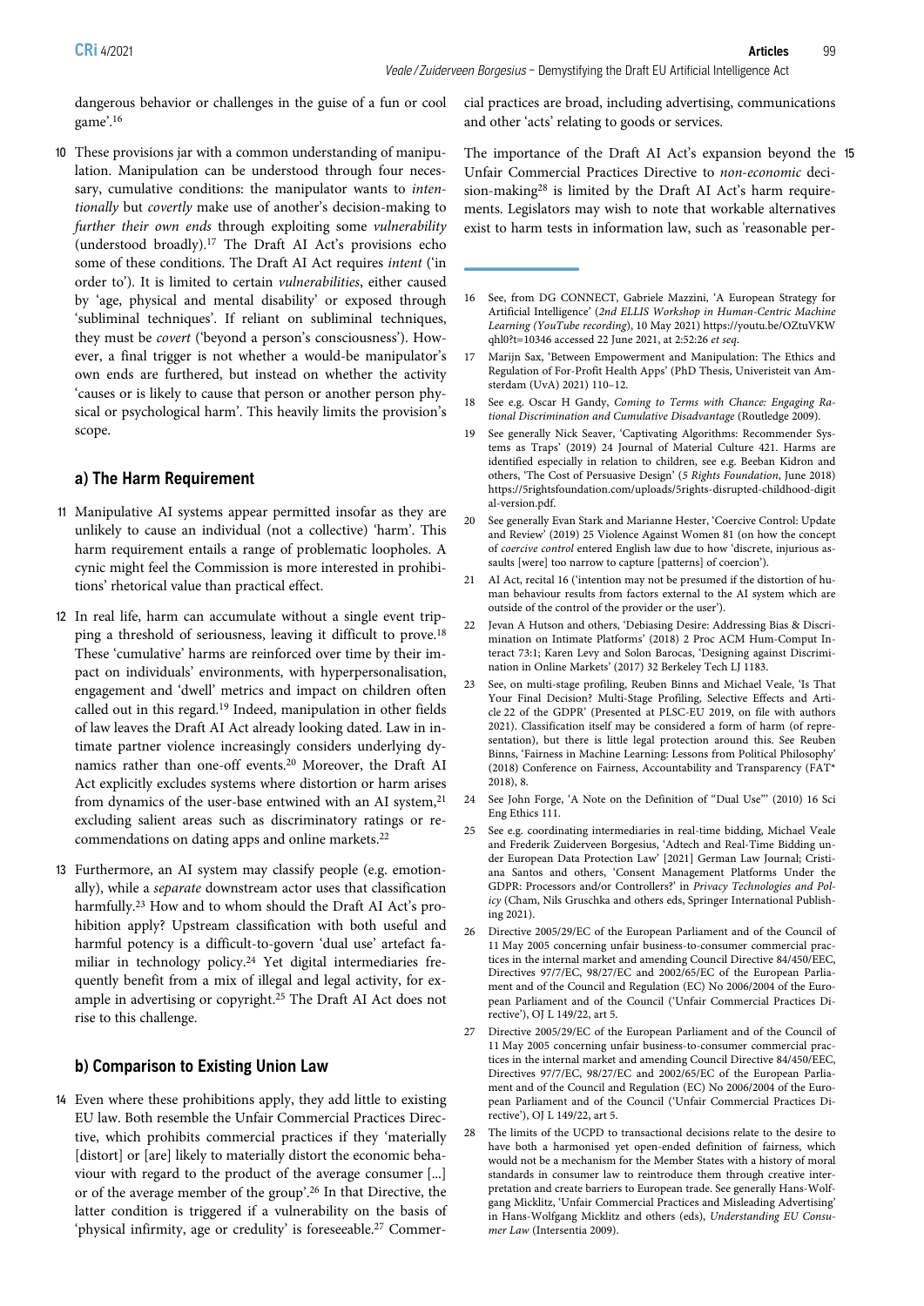dangerous behavior or challenges in the guise of a fun or cool game'.[16]

10 These provisions jar with a common understanding of manipulation. Manipulation can be understood through four necessary, cumulative conditions: the manipulator wants to *intentionally* but *covertly* make use of another's decision-making to *further their own ends* through exploiting some *vulnerability* (understood broadly).[17] The Draft AI Act's provisions echo some of these conditions. The Draft AI Act requires *intent* ('in order to'). It is limited to certain *vulnerabilities*, either caused by 'age, physical and mental disability' or exposed through 'subliminal techniques'. If reliant on subliminal techniques, they must be *covert* ('beyond a person's consciousness'). However, a final trigger is not whether a would-be manipulator's own ends are furthered, but instead on whether the activity 'causes or is likely to cause that person or another person physical or psychological harm'. This heavily limits the provision's scope.

### a) The Harm Requirement

11 Manipulative AI systems appear permitted insofar as they are unlikely to cause an individual (not a collective) 'harm'. This harm requirement entails a range of problematic loopholes. A cynic might feel the Commission is more interested in prohibitions' rhetorical value than practical effect.

12 In real life, harm can accumulate without a single event tripping a threshold of seriousness, leaving it difficult to prove.[18] These 'cumulative' harms are reinforced over time by their impact on individuals' environments, with hyperpersonalisation, engagement and 'dwell' metrics and impact on children often called out in this regard.[19] Indeed, manipulation in other fields of law leaves the Draft AI Act already looking dated. Law in intimate partner violence increasingly considers underlying dynamics rather than one-off events.[20] Moreover, the Draft AI Act explicitly excludes systems where distortion or harm arises from dynamics of the user-base entwined with an AI system,[21] excluding salient areas such as discriminatory ratings or recommendations on dating apps and online markets.[22]

13 Furthermore, an AI system may classify people (e.g. emotionally), while a *separate* downstream actor uses that classification harmfully.[23] How and to whom should the Draft AI Act's prohibition apply? Upstream classification with both useful and harmful potency is a difficult-to-govern 'dual use' artefact familiar in technology policy.[24] Yet digital intermediaries frequently benefit from a mix of illegal and legal activity, for example in advertising or copyright.[25] The Draft AI Act does not rise to this challenge.

### b) Comparison to Existing Union Law

14 Even where these prohibitions apply, they add little to existing EU law. Both resemble the Unfair Commercial Practices Directive, which prohibits commercial practices if they 'materially [distort] or [are] likely to materially distort the economic behaviour with regard to the product of the average consumer [...] or of the average member of the group'.[26] In that Directive, the latter condition is triggered if a vulnerability on the basis of 'physical infirmity, age or credulity' is foreseeable.[27] Commercial practices are broad, including advertising, communications and other 'acts' relating to goods or services.

15 The importance of the Draft AI Act's expansion beyond the Unfair Commercial Practices Directive to *non-economic* decision-making[28] is limited by the Draft AI Act's harm requirements. Legislators may wish to note that workable alternatives exist to harm tests in information law, such as 'reasonable per-

---

16 See, from DG CONNECT, Gabriele Mazzini, 'A European Strategy for Artificial Intelligence' (*2nd ELLIS Workshop in Human-Centric Machine Learning (YouTube recording)*, 10 May 2021) https://youtu.be/OZtuVKWqhl0?t=10346 accessed 22 June 2021, at 2:52:26 *et seq*.

17 Marijn Sax, 'Between Empowerment and Manipulation: The Ethics and Regulation of For-Profit Health Apps' (PhD Thesis, Univeristeit van Amsterdam (UvA) 2021) 110–12.

18 See e.g. Oscar H Gandy, *Coming to Terms with Chance: Engaging Rational Discrimination and Cumulative Disadvantage* (Routledge 2009).

19 See generally Nick Seaver, 'Captivating Algorithms: Recommender Systems as Traps' (2019) 24 Journal of Material Culture 421. Harms are identified especially in relation to children, see e.g. Beeban Kidron and others, 'The Cost of Persuasive Design' (*5 Rights Foundation*, June 2018) https://5rightsfoundation.com/uploads/5rights-disrupted-childhood-digital-version.pdf.

20 See generally Evan Stark and Marianne Hester, 'Coercive Control: Update and Review' (2019) 25 Violence Against Women 81 (on how the concept of *coercive control* entered English law due to how 'discrete, injurious assaults [were] too narrow to capture [patterns] of coercion').

21 AI Act, recital 16 ('intention may not be presumed if the distortion of human behaviour results from factors external to the AI system which are outside of the control of the provider or the user').

22 Jevan A Hutson and others, 'Debiasing Desire: Addressing Bias & Discrimination on Intimate Platforms' (2018) 2 Proc ACM Hum-Comput Interact 73:1; Karen Levy and Solon Barocas, 'Designing against Discrimination in Online Markets' (2017) 32 Berkeley Tech LJ 1183.

23 See, on multi-stage profiling, Reuben Binns and Michael Veale, 'Is That Your Final Decision? Multi-Stage Profiling, Selective Effects and Article 22 of the GDPR' (Presented at PLSC-EU 2019, on file with authors 2021). Classification itself may be considered a form of harm (of representation), but there is little legal protection around this. See Reuben Binns, 'Fairness in Machine Learning: Lessons from Political Philosophy' (2018) Conference on Fairness, Accountability and Transparency (FAT* 2018), 8.

24 See John Forge, 'A Note on the Definition of "Dual Use"' (2010) 16 Sci Eng Ethics 111.

25 See e.g. coordinating intermediaries in real-time bidding, Michael Veale and Frederik Zuiderveen Borgesius, 'Adtech and Real-Time Bidding under European Data Protection Law' [2021] German Law Journal; Cristiana Santos and others, 'Consent Management Platforms Under the GDPR: Processors and/or Controllers?' in *Privacy Technologies and Policy* (Cham, Nils Gruschka and others eds, Springer International Publishing 2021).

26 Directive 2005/29/EC of the European Parliament and of the Council of 11 May 2005 concerning unfair business-to-consumer commercial practices in the internal market and amending Council Directive 84/450/EEC, Directives 97/7/EC, 98/27/EC and 2002/65/EC of the European Parliament and of the Council and Regulation (EC) No 2006/2004 of the European Parliament and of the Council ('Unfair Commercial Practices Directive'), OJ L 149/22, art 5.

27 Directive 2005/29/EC of the European Parliament and of the Council of 11 May 2005 concerning unfair business-to-consumer commercial practices in the internal market and amending Council Directive 84/450/EEC, Directives 97/7/EC, 98/27/EC and 2002/65/EC of the European Parliament and of the Council and Regulation (EC) No 2006/2004 of the European Parliament and of the Council ('Unfair Commercial Practices Directive'), OJ L 149/22, art 5.

28 The limits of the UCPD to transactional decisions relate to the desire to have both a harmonised yet open-ended definition of fairness, which would not be a mechanism for the Member States with a history of moral standards in consumer law to reintroduce them through creative interpretation and create barriers to European trade. See generally Hans-Wolfgang Micklitz, 'Unfair Commercial Practices and Misleading Advertising' in Hans-Wolfgang Micklitz and others (eds), *Understanding EU Consumer Law* (Intersentia 2009).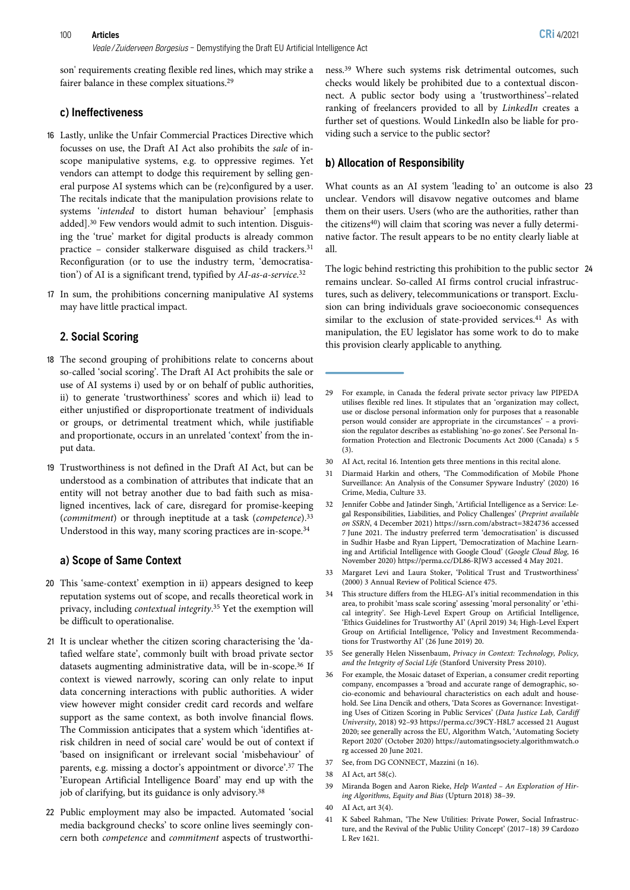son' requirements creating flexible red lines, which may strike a fairer balance in these complex situations.[29]

### c) Ineffectiveness

16 Lastly, unlike the Unfair Commercial Practices Directive which focusses on use, the Draft AI Act also prohibits the *sale* of in-scope manipulative systems, e.g. to oppressive regimes. Yet vendors can attempt to dodge this requirement by selling general purpose AI systems which can be (re)configured by a user. The recitals indicate that the manipulation provisions relate to systems '*intended* to distort human behaviour' [emphasis added].[30] Few vendors would admit to such intention. Disguising the 'true' market for digital products is already common practice – consider stalkerware disguised as child trackers.[31] Reconfiguration (or to use the industry term, 'democratisation') of AI is a significant trend, typified by *AI-as-a-service*.[32]

17 In sum, the prohibitions concerning manipulative AI systems may have little practical impact.

## 2. Social Scoring

18 The second grouping of prohibitions relate to concerns about so-called 'social scoring'. The Draft AI Act prohibits the sale or use of AI systems i) used by or on behalf of public authorities, ii) to generate 'trustworthiness' scores and which ii) lead to either unjustified or disproportionate treatment of individuals or groups, or detrimental treatment which, while justifiable and proportionate, occurs in an unrelated 'context' from the input data.

19 Trustworthiness is not defined in the Draft AI Act, but can be understood as a combination of attributes that indicate that an entity will not betray another due to bad faith such as misaligned incentives, lack of care, disregard for promise-keeping (*commitment*) or through ineptitude at a task (*competence*).[33] Understood in this way, many scoring practices are in-scope.[34]

### a) Scope of Same Context

20 This 'same-context' exemption in ii) appears designed to keep reputation systems out of scope, and recalls theoretical work in privacy, including *contextual integrity*.[35] Yet the exemption will be difficult to operationalise.

21 It is unclear whether the citizen scoring characterising the 'datafied welfare state', commonly built with broad private sector datasets augmenting administrative data, will be in-scope.[36] If context is viewed narrowly, scoring can only relate to input data concerning interactions with public authorities. A wider view however might consider credit card records and welfare support as the same context, as both involve financial flows. The Commission anticipates that a system which 'identifies at-risk children in need of social care' would be out of context if 'based on insignificant or irrelevant social 'misbehaviour' of parents, e.g. missing a doctor's appointment or divorce'.[37] The 'European Artificial Intelligence Board' may end up with the job of clarifying, but its guidance is only advisory.[38]

22 Public employment may also be impacted. Automated 'social media background checks' to score online lives seemingly concern both *competence* and *commitment* aspects of trustworthiness.[39] Where such systems risk detrimental outcomes, such checks would likely be prohibited due to a contextual disconnect. A public sector body using a 'trustworthiness'–related ranking of freelancers provided to all by *LinkedIn* creates a further set of questions. Would LinkedIn also be liable for providing such a service to the public sector?

### b) Allocation of Responsibility

23 What counts as an AI system 'leading to' an outcome is also unclear. Vendors will disavow negative outcomes and blame them on their users. Users (who are the authorities, rather than the citizens[40]) will claim that scoring was never a fully determinative factor. The result appears to be no entity clearly liable at all.

24 The logic behind restricting this prohibition to the public sector remains unclear. So-called AI firms control crucial infrastructures, such as delivery, telecommunications or transport. Exclusion can bring individuals grave socioeconomic consequences similar to the exclusion of state-provided services.[41] As with manipulation, the EU legislator has some work to do to make this provision clearly applicable to anything.

---

29 For example, in Canada the federal private sector privacy law PIPEDA utilises flexible red lines. It stipulates that an 'organization may collect, use or disclose personal information only for purposes that a reasonable person would consider are appropriate in the circumstances' – a provision the regulator describes as establishing 'no-go zones'. See Personal Information Protection and Electronic Documents Act 2000 (Canada) s 5 (3).

30 AI Act, recital 16. Intention gets three mentions in this recital alone.

31 Diarmaid Harkin and others, 'The Commodification of Mobile Phone Surveillance: An Analysis of the Consumer Spyware Industry' (2020) 16 Crime, Media, Culture 33.

32 Jennifer Cobbe and Jatinder Singh, 'Artificial Intelligence as a Service: Legal Responsibilities, Liabilities, and Policy Challenges' (*Preprint available on SSRN*, 4 December 2021) https://ssrn.com/abstract=3824736 accessed 7 June 2021. The industry preferred term 'democratisation' is discussed in Sudhir Hasbe and Ryan Lippert, 'Democratization of Machine Learning and Artificial Intelligence with Google Cloud' (*Google Cloud Blog*, 16 November 2020) https://perma.cc/DL86-RJW3 accessed 4 May 2021.

33 Margaret Levi and Laura Stoker, 'Political Trust and Trustworthiness' (2000) 3 Annual Review of Political Science 475.

34 This structure differs from the HLEG-AI's initial recommendation in this area, to prohibit 'mass scale scoring' assessing 'moral personality' or 'ethical integrity'. See High-Level Expert Group on Artificial Intelligence, 'Ethics Guidelines for Trustworthy AI' (April 2019) 34; High-Level Expert Group on Artificial Intelligence, 'Policy and Investment Recommendations for Trustworthy AI' (26 June 2019) 20.

35 See generally Helen Nissenbaum, *Privacy in Context: Technology, Policy, and the Integrity of Social Life* (Stanford University Press 2010).

36 For example, the Mosaic dataset of Experian, a consumer credit reporting company, encompasses a 'broad and accurate range of demographic, socio-economic and behavioural characteristics on each adult and household. See Lina Dencik and others, 'Data Scores as Governance: Investigating Uses of Citizen Scoring in Public Services' (*Data Justice Lab, Cardiff University*, 2018) 92–93 https://perma.cc/39CY-H8L7 accessed 21 August 2020; see generally across the EU, Algorithm Watch, 'Automating Society Report 2020' (October 2020) https://automatingsociety.algorithmwatch.org accessed 20 June 2021.

37 See, from DG CONNECT, Mazzini (n 16).

38 AI Act, art 58(c).

39 Miranda Bogen and Aaron Rieke, *Help Wanted – An Exploration of Hiring Algorithms, Equity and Bias* (Upturn 2018) 38–39.

40 AI Act, art 3(4).

41 K Sabeel Rahman, 'The New Utilities: Private Power, Social Infrastructure, and the Revival of the Public Utility Concept' (2017–18) 39 Cardozo L Rev 1621.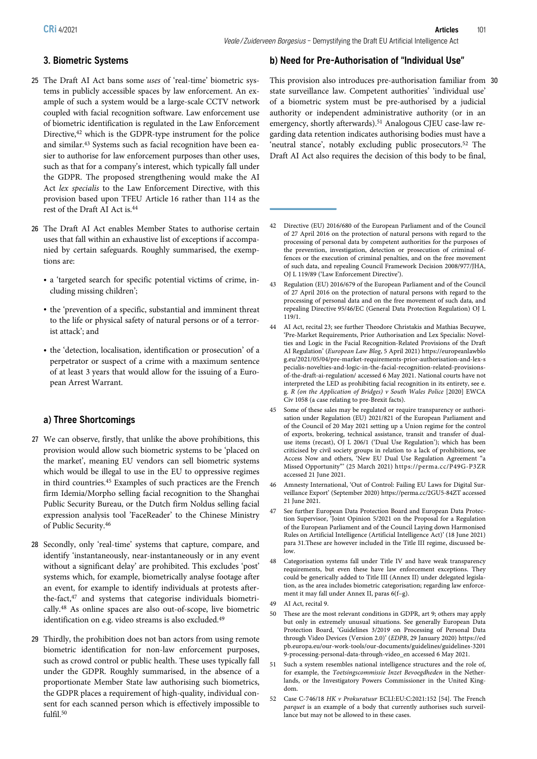## 3. Biometric Systems

25 The Draft AI Act bans some *uses* of 'real-time' biometric systems in publicly accessible spaces by law enforcement. An example of such a system would be a large-scale CCTV network coupled with facial recognition software. Law enforcement use of biometric identification is regulated in the Law Enforcement Directive,[42] which is the GDPR-type instrument for the police and similar.[43] Systems such as facial recognition have been easier to authorise for law enforcement purposes than other uses, such as that for a company's interest, which typically fall under the GDPR. The proposed strengthening would make the AI Act *lex specialis* to the Law Enforcement Directive, with this provision based upon TFEU Article 16 rather than 114 as the rest of the Draft AI Act is.[44]

26 The Draft AI Act enables Member States to authorise certain uses that fall within an exhaustive list of exceptions if accompanied by certain safeguards. Roughly summarised, the exemptions are:

- a 'targeted search for specific potential victims of crime, including missing children';
- the 'prevention of a specific, substantial and imminent threat to the life or physical safety of natural persons or of a terrorist attack'; and
- the 'detection, localisation, identification or prosecution' of a perpetrator or suspect of a crime with a maximum sentence of at least 3 years that would allow for the issuing of a European Arrest Warrant.

### a) Three Shortcomings

27 We can observe, firstly, that unlike the above prohibitions, this provision would allow such biometric systems to be 'placed on the market', meaning EU vendors can sell biometric systems which would be illegal to use in the EU to oppressive regimes in third countries.[45] Examples of such practices are the French firm Idemia/Morpho selling facial recognition to the Shanghai Public Security Bureau, or the Dutch firm Noldus selling facial expression analysis tool 'FaceReader' to the Chinese Ministry of Public Security.[46]

28 Secondly, only 'real-time' systems that capture, compare, and identify 'instantaneously, near-instantaneously or in any event without a significant delay' are prohibited. This excludes 'post' systems which, for example, biometrically analyse footage after an event, for example to identify individuals at protests after-the-fact,[47] and systems that categorise individuals biometrically.[48] As online spaces are also out-of-scope, live biometric identification on e.g. video streams is also excluded.[49]

29 Thirdly, the prohibition does not ban actors from using remote biometric identification for non-law enforcement purposes, such as crowd control or public health. These uses typically fall under the GDPR. Roughly summarised, in the absence of a proportionate Member State law authorising such biometrics, the GDPR places a requirement of high-quality, individual consent for each scanned person which is effectively impossible to fulfil.[50]

### b) Need for Pre-Authorisation of "Individual Use"

30 This provision also introduces pre-authorisation familiar from state surveillance law. Competent authorities' 'individual use' of a biometric system must be pre-authorised by a judicial authority or independent administrative authority (or in an emergency, shortly afterwards).[51] Analogous CJEU case-law regarding data retention indicates authorising bodies must have a 'neutral stance', notably excluding public prosecutors.[52] The Draft AI Act also requires the decision of this body to be final,

---

42 Directive (EU) 2016/680 of the European Parliament and of the Council of 27 April 2016 on the protection of natural persons with regard to the processing of personal data by competent authorities for the purposes of the prevention, investigation, detection or prosecution of criminal offences or the execution of criminal penalties, and on the free movement of such data, and repealing Council Framework Decision 2008/977/JHA, OJ L 119/89 ('Law Enforcement Directive').

43 Regulation (EU) 2016/679 of the European Parliament and of the Council of 27 April 2016 on the protection of natural persons with regard to the processing of personal data and on the free movement of such data, and repealing Directive 95/46/EC (General Data Protection Regulation) OJ L 119/1.

44 AI Act, recital 23; see further Theodore Christakis and Mathias Becuywe, 'Pre-Market Requirements, Prior Authorisation and Lex Specialis: Novelties and Logic in the Facial Recognition-Related Provisions of the Draft AI Regulation' (*European Law Blog*, 5 April 2021) https://europeanlawblog.eu/2021/05/04/pre-market-requirements-prior-authorisation-and-lex-specialis-novelties-and-logic-in-the-facial-recognition-related-provisions-of-the-draft-ai-regulation/ accessed 6 May 2021. National courts have not interpreted the LED as prohibiting facial recognition in its entirety, see e.g. *R (on the Application of Bridges) v South Wales Police* [2020] EWCA Civ 1058 (a case relating to pre-Brexit facts).

45 Some of these sales may be regulated or require transparency or authorisation under Regulation (EU) 2021/821 of the European Parliament and of the Council of 20 May 2021 setting up a Union regime for the control of exports, brokering, technical assistance, transit and transfer of dual-use items (recast), OJ L 206/1 ('Dual Use Regulation'); which has been criticised by civil society groups in relation to a lack of prohibitions, see Access Now and others, 'New EU Dual Use Regulation Agreement "a Missed Opportunity"' (25 March 2021) https://perma.cc/P49G-P3ZR accessed 21 June 2021.

46 Amnesty International, 'Out of Control: Failing EU Laws for Digital Surveillance Export' (September 2020) https://perma.cc/2GU5-84ZT accessed 21 June 2021.

47 See further European Data Protection Board and European Data Protection Supervisor, 'Joint Opinion 5/2021 on the Proposal for a Regulation of the European Parliament and of the Council Laying down Harmonised Rules on Artificial Intelligence (Artificial Intelligence Act)' (18 June 2021) para 31.These are however included in the Title III regime, discussed below.

48 Categorisation systems fall under Title IV and have weak transparency requirements, but even these have law enforcement exceptions. They could be generically added to Title III (Annex II) under delegated legislation, as the area includes biometric categorisation; regarding law enforcement it may fall under Annex II, paras 6(f–g).

49 AI Act, recital 9.

50 These are the most relevant conditions in GDPR, art 9; others may apply but only in extremely unusual situations. See generally European Data Protection Board, 'Guidelines 3/2019 on Processing of Personal Data through Video Devices (Version 2.0)' (*EDPB*, 29 January 2020) https://edpb.europa.eu/our-work-tools/our-documents/guidelines/guidelines-32019-processing-personal-data-through-video_en accessed 6 May 2021.

51 Such a system resembles national intelligence structures and the role of, for example, the *Toetsingscommissie Inzet Bevoegdheden* in the Netherlands, or the Investigatory Powers Commissioner in the United Kingdom.

52 Case C-746/18 *HK v Prokuratuur* ECLI:EU:C:2021:152 [54]. The French *parquet* is an example of a body that currently authorises such surveillance but may not be allowed to in these cases.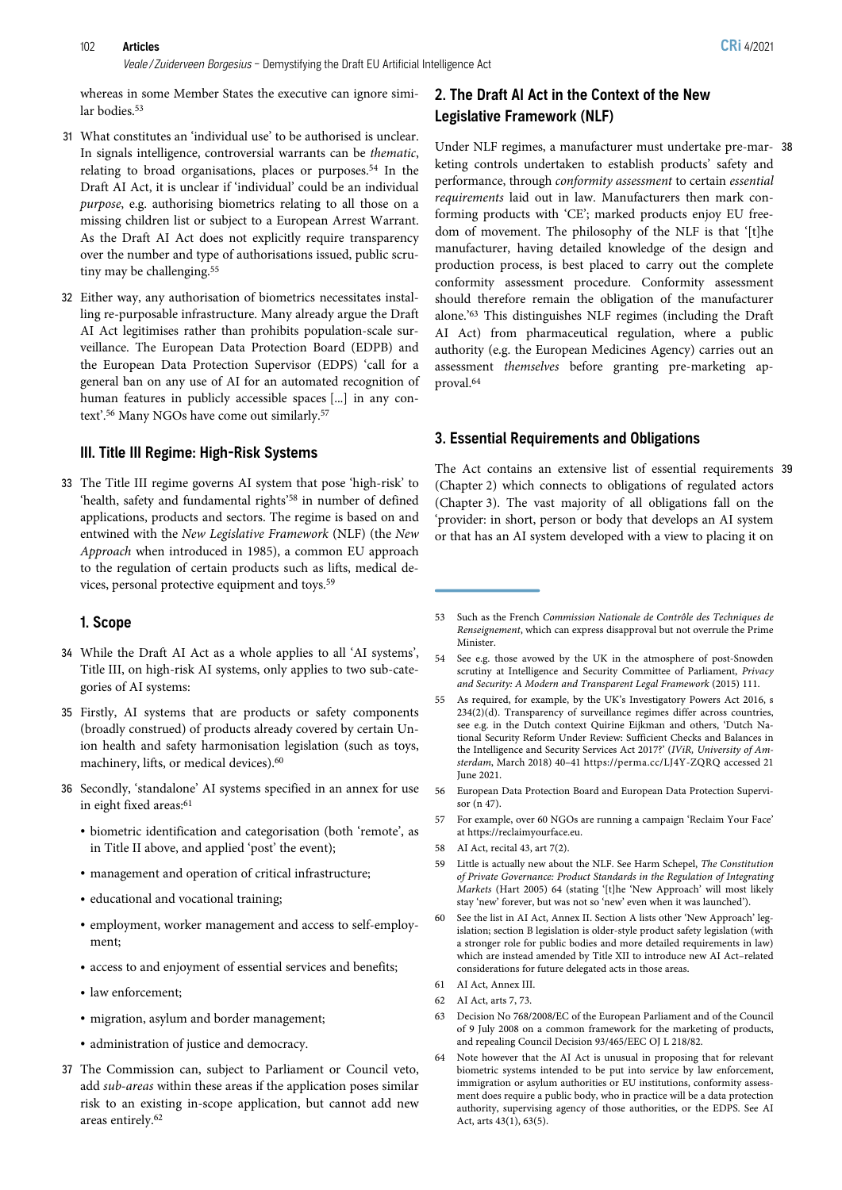whereas in some Member States the executive can ignore similar bodies.[53]

31 What constitutes an 'individual use' to be authorised is unclear. In signals intelligence, controversial warrants can be *thematic*, relating to broad organisations, places or purposes.[54] In the Draft AI Act, it is unclear if 'individual' could be an individual *purpose*, e.g. authorising biometrics relating to all those on a missing children list or subject to a European Arrest Warrant. As the Draft AI Act does not explicitly require transparency over the number and type of authorisations issued, public scrutiny may be challenging.[55]

32 Either way, any authorisation of biometrics necessitates installing re-purposable infrastructure. Many already argue the Draft AI Act legitimises rather than prohibits population-scale surveillance. The European Data Protection Board (EDPB) and the European Data Protection Supervisor (EDPS) 'call for a general ban on any use of AI for an automated recognition of human features in publicly accessible spaces [...] in any context'.[56] Many NGOs have come out similarly.[57]

## III. Title III Regime: High-Risk Systems

33 The Title III regime governs AI system that pose 'high-risk' to 'health, safety and fundamental rights'[58] in number of defined applications, products and sectors. The regime is based on and entwined with the *New Legislative Framework* (NLF) (the *New Approach* when introduced in 1985), a common EU approach to the regulation of certain products such as lifts, medical devices, personal protective equipment and toys.[59]

### 1. Scope

34 While the Draft AI Act as a whole applies to all 'AI systems', Title III, on high-risk AI systems, only applies to two sub-categories of AI systems:

35 Firstly, AI systems that are products or safety components (broadly construed) of products already covered by certain Union health and safety harmonisation legislation (such as toys, machinery, lifts, or medical devices).[60]

36 Secondly, 'standalone' AI systems specified in an annex for use in eight fixed areas:[61]

- biometric identification and categorisation (both 'remote', as in Title II above, and applied 'post' the event);
- management and operation of critical infrastructure;
- educational and vocational training;
- employment, worker management and access to self-employment;
- access to and enjoyment of essential services and benefits;
- law enforcement;
- migration, asylum and border management;
- administration of justice and democracy.

37 The Commission can, subject to Parliament or Council veto, add *sub-areas* within these areas if the application poses similar risk to an existing in-scope application, but cannot add new areas entirely.[62]

### 2. The Draft AI Act in the Context of the New Legislative Framework (NLF)

38 Under NLF regimes, a manufacturer must undertake pre-marketing controls undertaken to establish products' safety and performance, through *conformity assessment* to certain *essential requirements* laid out in law. Manufacturers then mark conforming products with 'CE'; marked products enjoy EU freedom of movement. The philosophy of the NLF is that '[t]he manufacturer, having detailed knowledge of the design and production process, is best placed to carry out the complete conformity assessment procedure. Conformity assessment should therefore remain the obligation of the manufacturer alone.'[63] This distinguishes NLF regimes (including the Draft AI Act) from pharmaceutical regulation, where a public authority (e.g. the European Medicines Agency) carries out an assessment *themselves* before granting pre-marketing approval.[64]

### 3. Essential Requirements and Obligations

39 The Act contains an extensive list of essential requirements (Chapter 2) which connects to obligations of regulated actors (Chapter 3). The vast majority of all obligations fall on the 'provider: in short, person or body that develops an AI system or that has an AI system developed with a view to placing it on

---

53 Such as the French *Commission Nationale de Contrôle des Techniques de Renseignement*, which can express disapproval but not overrule the Prime Minister.

54 See e.g. those avowed by the UK in the atmosphere of post-Snowden scrutiny at Intelligence and Security Committee of Parliament, *Privacy and Security: A Modern and Transparent Legal Framework* (2015) 111.

55 As required, for example, by the UK's Investigatory Powers Act 2016, s 234(2)(d). Transparency of surveillance regimes differ across countries, see e.g. in the Dutch context Quirine Eijkman and others, 'Dutch National Security Reform Under Review: Sufficient Checks and Balances in the Intelligence and Security Services Act 2017?' (*IViR, University of Amsterdam*, March 2018) 40–41 https://perma.cc/LJ4Y-ZQRQ accessed 21 June 2021.

56 European Data Protection Board and European Data Protection Supervisor (n 47).

57 For example, over 60 NGOs are running a campaign 'Reclaim Your Face' at https://reclaimyourface.eu.

58 AI Act, recital 43, art 7(2).

59 Little is actually new about the NLF. See Harm Schepel, *The Constitution of Private Governance: Product Standards in the Regulation of Integrating Markets* (Hart 2005) 64 (stating '[t]he 'New Approach' will most likely stay 'new' forever, but was not so 'new' even when it was launched').

60 See the list in AI Act, Annex II. Section A lists other 'New Approach' legislation; section B legislation is older-style product safety legislation (with a stronger role for public bodies and more detailed requirements in law) which are instead amended by Title XII to introduce new AI Act–related considerations for future delegated acts in those areas.

61 AI Act, Annex III.

62 AI Act, arts 7, 73.

63 Decision No 768/2008/EC of the European Parliament and of the Council of 9 July 2008 on a common framework for the marketing of products, and repealing Council Decision 93/465/EEC OJ L 218/82.

64 Note however that the AI Act is unusual in proposing that for relevant biometric systems intended to be put into service by law enforcement, immigration or asylum authorities or EU institutions, conformity assessment does require a public body, who in practice will be a data protection authority, supervising agency of those authorities, or the EDPS. See AI Act, arts 43(1), 63(5).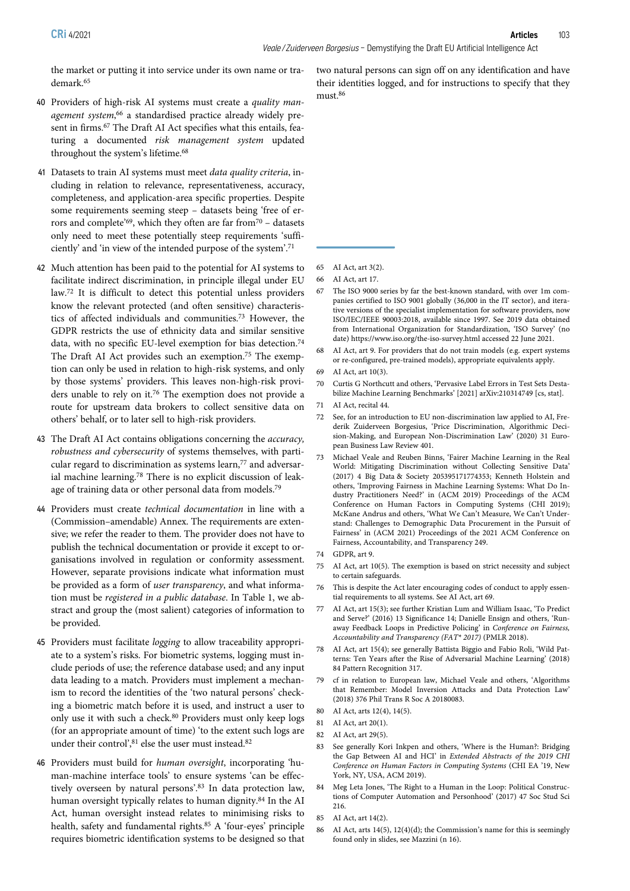the market or putting it into service under its own name or trademark.[65]

40 Providers of high-risk AI systems must create a *quality management system*,[66] a standardised practice already widely present in firms.[67] The Draft AI Act specifies what this entails, featuring a documented *risk management system* updated throughout the system's lifetime.[68]

41 Datasets to train AI systems must meet *data quality criteria*, including in relation to relevance, representativeness, accuracy, completeness, and application-area specific properties. Despite some requirements seeming steep – datasets being 'free of errors and complete'[69], which they often are far from[70] – datasets only need to meet these potentially steep requirements 'sufficiently' and 'in view of the intended purpose of the system'.[71]

42 Much attention has been paid to the potential for AI systems to facilitate indirect discrimination, in principle illegal under EU law.[72] It is difficult to detect this potential unless providers know the relevant protected (and often sensitive) characteristics of affected individuals and communities.[73] However, the GDPR restricts the use of ethnicity data and similar sensitive data, with no specific EU-level exemption for bias detection.[74] The Draft AI Act provides such an exemption.[75] The exemption can only be used in relation to high-risk systems, and only by those systems' providers. This leaves non-high-risk providers unable to rely on it.[76] The exemption does not provide a route for upstream data brokers to collect sensitive data on others' behalf, or to later sell to high-risk providers.

43 The Draft AI Act contains obligations concerning the *accuracy, robustness and cybersecurity* of systems themselves, with particular regard to discrimination as systems learn,[77] and adversarial machine learning.[78] There is no explicit discussion of leakage of training data or other personal data from models.[79]

44 Providers must create *technical documentation* in line with a (Commission–amendable) Annex. The requirements are extensive; we refer the reader to them. The provider does not have to publish the technical documentation or provide it except to organisations involved in regulation or conformity assessment. However, separate provisions indicate what information must be provided as a form of *user transparency*, and what information must be *registered in a public database*. In Table 1, we abstract and group the (most salient) categories of information to be provided.

45 Providers must facilitate *logging* to allow traceability appropriate to a system's risks. For biometric systems, logging must include periods of use; the reference database used; and any input data leading to a match. Providers must implement a mechanism to record the identities of the 'two natural persons' checking a biometric match before it is used, and instruct a user to only use it with such a check.[80] Providers must only keep logs (for an appropriate amount of time) 'to the extent such logs are under their control',[81] else the user must instead.[82]

46 Providers must build for *human oversight*, incorporating 'human-machine interface tools' to ensure systems 'can be effectively overseen by natural persons'.[83] In data protection law, human oversight typically relates to human dignity.[84] In the AI Act, human oversight instead relates to minimising risks to health, safety and fundamental rights.[85] A 'four-eyes' principle requires biometric identification systems to be designed so that two natural persons can sign off on any identification and have their identities logged, and for instructions to specify that they must.[86]

---

65 AI Act, art 3(2).

66 AI Act, art 17.

67 The ISO 9000 series by far the best-known standard, with over 1m companies certified to ISO 9001 globally (36,000 in the IT sector), and iterative versions of the specialist implementation for software providers, now ISO/IEC/IEEE 90003:2018, available since 1997. See 2019 data obtained from International Organization for Standardization, 'ISO Survey' (no date) https://www.iso.org/the-iso-survey.html accessed 22 June 2021.

68 AI Act, art 9. For providers that do not train models (e.g. expert systems or re-configured, pre-trained models), appropriate equivalents apply.

69 AI Act, art 10(3).

70 Curtis G Northcutt and others, 'Pervasive Label Errors in Test Sets Destabilize Machine Learning Benchmarks' [2021] arXiv:210314749 [cs, stat].

71 AI Act, recital 44.

72 See, for an introduction to EU non-discrimination law applied to AI, Frederik Zuiderveen Borgesius, 'Price Discrimination, Algorithmic Decision-Making, and European Non-Discrimination Law' (2020) 31 European Business Law Review 401.

73 Michael Veale and Reuben Binns, 'Fairer Machine Learning in the Real World: Mitigating Discrimination without Collecting Sensitive Data' (2017) 4 Big Data & Society 205395171774353; Kenneth Holstein and others, 'Improving Fairness in Machine Learning Systems: What Do Industry Practitioners Need?' in (ACM 2019) Proceedings of the ACM Conference on Human Factors in Computing Systems (CHI 2019); McKane Andrus and others, 'What We Can't Measure, We Can't Understand: Challenges to Demographic Data Procurement in the Pursuit of Fairness' in (ACM 2021) Proceedings of the 2021 ACM Conference on Fairness, Accountability, and Transparency 249.

74 GDPR, art 9.

75 AI Act, art 10(5). The exemption is based on strict necessity and subject to certain safeguards.

76 This is despite the Act later encouraging codes of conduct to apply essential requirements to all systems. See AI Act, art 69.

77 AI Act, art 15(3); see further Kristian Lum and William Isaac, 'To Predict and Serve?' (2016) 13 Significance 14; Danielle Ensign and others, 'Runaway Feedback Loops in Predictive Policing' in *Conference on Fairness, Accountability and Transparency (FAT\* 2017)* (PMLR 2018).

78 AI Act, art 15(4); see generally Battista Biggio and Fabio Roli, 'Wild Patterns: Ten Years after the Rise of Adversarial Machine Learning' (2018) 84 Pattern Recognition 317.

79 cf in relation to European law, Michael Veale and others, 'Algorithms that Remember: Model Inversion Attacks and Data Protection Law' (2018) 376 Phil Trans R Soc A 20180083.

80 AI Act, arts 12(4), 14(5).

81 AI Act, art 20(1).

82 AI Act, art 29(5).

83 See generally Kori Inkpen and others, 'Where is the Human?: Bridging the Gap Between AI and HCI' in *Extended Abstracts of the 2019 CHI Conference on Human Factors in Computing Systems* (CHI EA '19, New York, NY, USA, ACM 2019).

84 Meg Leta Jones, 'The Right to a Human in the Loop: Political Constructions of Computer Automation and Personhood' (2017) 47 Soc Stud Sci 216.

85 AI Act, art 14(2).

86 AI Act, arts 14(5), 12(4)(d); the Commission's name for this is seemingly found only in slides, see Mazzini (n 16).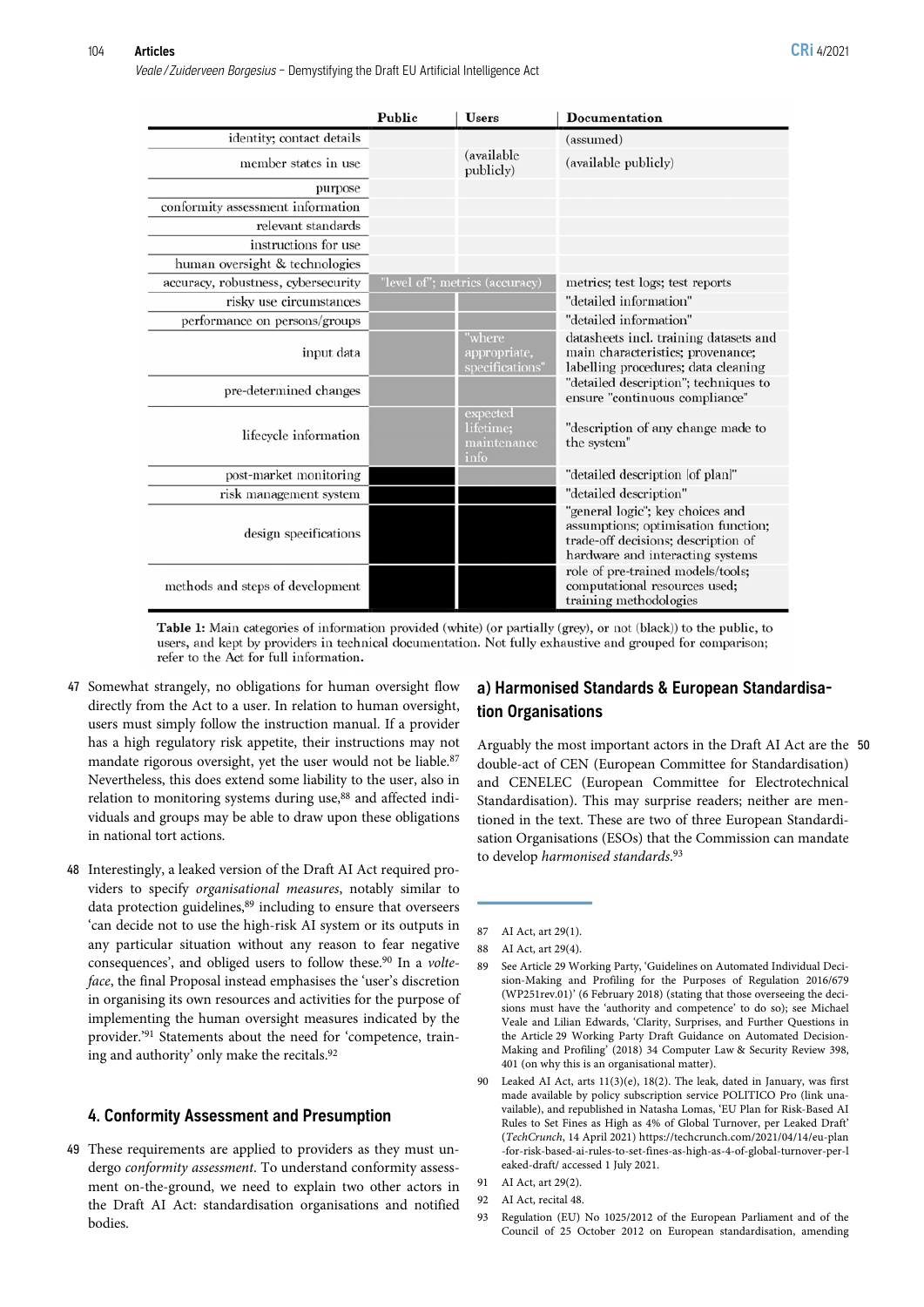| | Public | Users | Documentation |
|---|---|---|---|
| identity; contact details | | | (assumed) |
| member states in use | | (available publicly) | (available publicly) |
| purpose | | | |
| conformity assessment information | | | |
| relevant standards | | | |
| instructions for use | | | |
| human oversight & technologies | | | |
| accuracy, robustness, cybersecurity | "level of"; metrics (accuracy) | | metrics; test logs; test reports |
| risky use circumstances | | | "detailed information" |
| performance on persons/groups | | | "detailed information" |
| input data | | "where appropriate, specifications" | datasheets incl. training datasets and main characteristics; provenance; labelling procedures; data cleaning |
| pre-determined changes | | | "detailed description"; techniques to ensure "continuous compliance" |
| lifecycle information | | expected lifetime; maintenance info | "description of any change made to the system" |
| post-market monitoring | | | "detailed description [of plan]" |
| risk management system | | | "detailed description" |
| design specifications | | | "general logic"; key choices and assumptions; optimisation function; trade-off decisions; description of hardware and interacting systems |
| methods and steps of development | | | role of pre-trained models/tools; computational resources used; training methodologies |

**Table 1:** Main categories of information provided (white) (or partially (grey), or not (black)) to the public, to users, and kept by providers in technical documentation. Not fully exhaustive and grouped for comparison; refer to the Act for full information.

47 Somewhat strangely, no obligations for human oversight flow directly from the Act to a user. In relation to human oversight, users must simply follow the instruction manual. If a provider has a high regulatory risk appetite, their instructions may not mandate rigorous oversight, yet the user would not be liable.[87] Nevertheless, this does extend some liability to the user, also in relation to monitoring systems during use,[88] and affected individuals and groups may be able to draw upon these obligations in national tort actions.

48 Interestingly, a leaked version of the Draft AI Act required providers to specify *organisational measures*, notably similar to data protection guidelines,[89] including to ensure that overseers 'can decide not to use the high-risk AI system or its outputs in any particular situation without any reason to fear negative consequences', and obliged users to follow these.[90] In a *volte-face*, the final Proposal instead emphasises the 'user's discretion in organising its own resources and activities for the purpose of implementing the human oversight measures indicated by the provider.'[91] Statements about the need for 'competence, training and authority' only make the recitals.[92]

## 4. Conformity Assessment and Presumption

49 These requirements are applied to providers as they must undergo *conformity assessment*. To understand conformity assessment on-the-ground, we need to explain two other actors in the Draft AI Act: standardisation organisations and notified bodies.

### a) Harmonised Standards & European Standardisation Organisations

50 Arguably the most important actors in the Draft AI Act are the double-act of CEN (European Committee for Standardisation) and CENELEC (European Committee for Electrotechnical Standardisation). This may surprise readers; neither are mentioned in the text. These are two of three European Standardisation Organisations (ESOs) that the Commission can mandate to develop *harmonised standards*.[93]

---

87 AI Act, art 29(1).

88 AI Act, art 29(4).

89 See Article 29 Working Party, 'Guidelines on Automated Individual Decision-Making and Profiling for the Purposes of Regulation 2016/679 (WP251rev.01)' (6 February 2018) (stating that those overseeing the decisions must have the 'authority and competence' to do so); see Michael Veale and Lilian Edwards, 'Clarity, Surprises, and Further Questions in the Article 29 Working Party Draft Guidance on Automated Decision-Making and Profiling' (2018) 34 Computer Law & Security Review 398, 401 (on why this is an organisational matter).

90 Leaked AI Act, arts 11(3)(e), 18(2). The leak, dated in January, was first made available by policy subscription service POLITICO Pro (link unavailable), and republished in Natasha Lomas, 'EU Plan for Risk-Based AI Rules to Set Fines as High as 4% of Global Turnover, per Leaked Draft' (*TechCrunch*, 14 April 2021) https://techcrunch.com/2021/04/14/eu-plan-for-risk-based-ai-rules-to-set-fines-as-high-as-4-of-global-turnover-per-leaked-draft/ accessed 1 July 2021.

91 AI Act, art 29(2).

92 AI Act, recital 48.

93 Regulation (EU) No 1025/2012 of the European Parliament and of the Council of 25 October 2012 on European standardisation, amending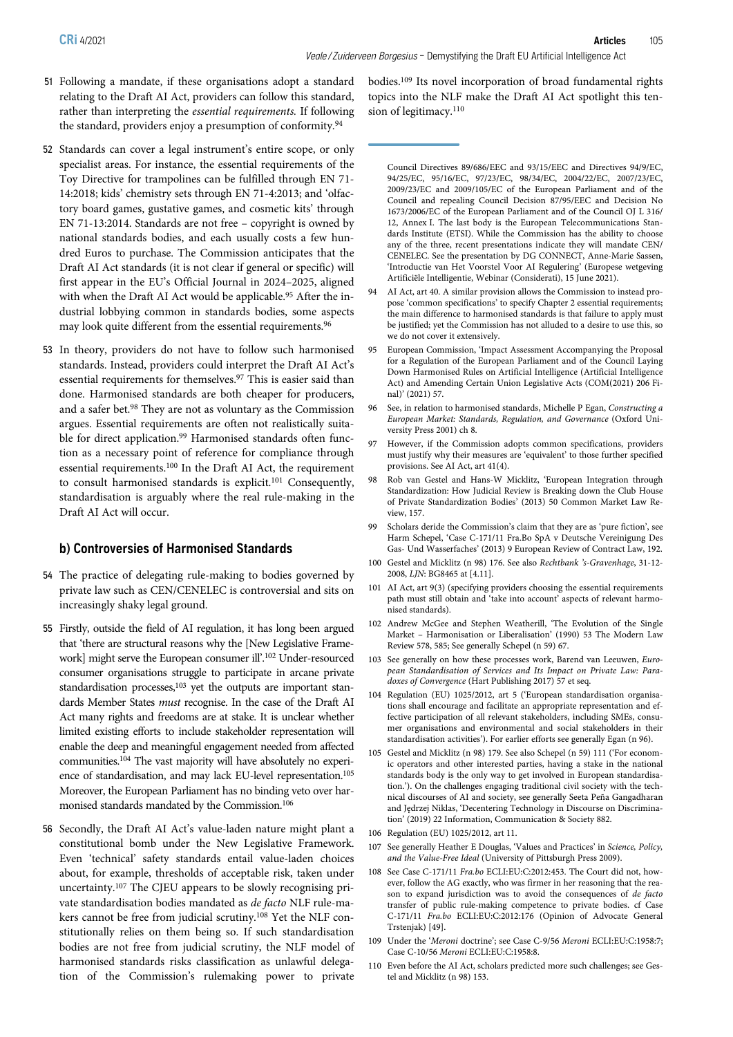51 Following a mandate, if these organisations adopt a standard relating to the Draft AI Act, providers can follow this standard, rather than interpreting the *essential requirements*. If following the standard, providers enjoy a presumption of conformity.[94]

52 Standards can cover a legal instrument's entire scope, or only specialist areas. For instance, the essential requirements of the Toy Directive for trampolines can be fulfilled through EN 71-14:2018; kids' chemistry sets through EN 71-4:2013; and 'olfactory board games, gustative games, and cosmetic kits' through EN 71-13:2014. Standards are not free – copyright is owned by national standards bodies, and each usually costs a few hundred Euros to purchase. The Commission anticipates that the Draft AI Act standards (it is not clear if general or specific) will first appear in the EU's Official Journal in 2024–2025, aligned with when the Draft AI Act would be applicable.[95] After the industrial lobbying common in standards bodies, some aspects may look quite different from the essential requirements.[96]

53 In theory, providers do not have to follow such harmonised standards. Instead, providers could interpret the Draft AI Act's essential requirements for themselves.[97] This is easier said than done. Harmonised standards are both cheaper for producers, and a safer bet.[98] They are not as voluntary as the Commission argues. Essential requirements are often not realistically suitable for direct application.[99] Harmonised standards often function as a necessary point of reference for compliance through essential requirements.[100] In the Draft AI Act, the requirement to consult harmonised standards is explicit.[101] Consequently, standardisation is arguably where the real rule-making in the Draft AI Act will occur.

### b) Controversies of Harmonised Standards

54 The practice of delegating rule-making to bodies governed by private law such as CEN/CENELEC is controversial and sits on increasingly shaky legal ground.

55 Firstly, outside the field of AI regulation, it has long been argued that 'there are structural reasons why the [New Legislative Framework] might serve the European consumer ill'.[102] Under-resourced consumer organisations struggle to participate in arcane private standardisation processes,[103] yet the outputs are important standards Member States *must* recognise. In the case of the Draft AI Act many rights and freedoms are at stake. It is unclear whether limited existing efforts to include stakeholder representation will enable the deep and meaningful engagement needed from affected communities.[104] The vast majority will have absolutely no experience of standardisation, and may lack EU-level representation.[105] Moreover, the European Parliament has no binding veto over harmonised standards mandated by the Commission.[106]

56 Secondly, the Draft AI Act's value-laden nature might plant a constitutional bomb under the New Legislative Framework. Even 'technical' safety standards entail value-laden choices about, for example, thresholds of acceptable risk, taken under uncertainty.[107] The CJEU appears to be slowly recognising private standardisation bodies mandated as *de facto* NLF rule-makers cannot be free from judicial scrutiny.[108] Yet the NLF constitutionally relies on them being so. If such standardisation bodies are not free from judicial scrutiny, the NLF model of harmonised standards risks classification as unlawful delegation of the Commission's rulemaking power to private bodies.[109] Its novel incorporation of broad fundamental rights topics into the NLF make the Draft AI Act spotlight this tension of legitimacy.[110]

---

Council Directives 89/686/EEC and 93/15/EEC and Directives 94/9/EC, 94/25/EC, 95/16/EC, 97/23/EC, 98/34/EC, 2004/22/EC, 2007/23/EC, 2009/23/EC and 2009/105/EC of the European Parliament and of the Council and repealing Council Decision 87/95/EEC and Decision No 1673/2006/EC of the European Parliament and of the Council OJ L 316/12, Annex I. The last body is the European Telecommunications Standards Institute (ETSI). While the Commission has the ability to choose any of the three, recent presentations indicate they will mandate CEN/CENELEC. See the presentation by DG CONNECT, Anne-Marie Sassen, 'Introductie van Het Voorstel Voor AI Regulering' (Europese wetgeving Artificiële Intelligentie, Webinar (Considerati), 15 June 2021).

94 AI Act, art 40. A similar provision allows the Commission to instead propose 'common specifications' to specify Chapter 2 essential requirements; the main difference to harmonised standards is that failure to apply must be justified; yet the Commission has not alluded to a desire to use this, so we do not cover it extensively.

95 European Commission, 'Impact Assessment Accompanying the Proposal for a Regulation of the European Parliament and of the Council Laying Down Harmonised Rules on Artificial Intelligence (Artificial Intelligence Act) and Amending Certain Union Legislative Acts (COM(2021) 206 Final)' (2021) 57.

96 See, in relation to harmonised standards, Michelle P Egan, *Constructing a European Market: Standards, Regulation, and Governance* (Oxford University Press 2001) ch 8.

97 However, if the Commission adopts common specifications, providers must justify why their measures are 'equivalent' to those further specified provisions. See AI Act, art 41(4).

98 Rob van Gestel and Hans-W Micklitz, 'European Integration through Standardization: How Judicial Review is Breaking down the Club House of Private Standardization Bodies' (2013) 50 Common Market Law Review, 157.

99 Scholars deride the Commission's claim that they are as 'pure fiction', see Harm Schepel, 'Case C-171/11 Fra.Bo SpA v Deutsche Vereinigung Des Gas- Und Wasserfaches' (2013) 9 European Review of Contract Law, 192.

100 Gestel and Micklitz (n 98) 176. See also *Rechtbank 's-Gravenhage*, 31-12-2008, *LJN*: BG8465 at [4.11].

101 AI Act, art 9(3) (specifying providers choosing the essential requirements path must still obtain and 'take into account' aspects of relevant harmonised standards).

102 Andrew McGee and Stephen Weatherill, 'The Evolution of the Single Market – Harmonisation or Liberalisation' (1990) 53 The Modern Law Review 578, 585; See generally Schepel (n 59) 67.

103 See generally on how these processes work, Barend van Leeuwen, *European Standardisation of Services and Its Impact on Private Law: Paradoxes of Convergence* (Hart Publishing 2017) 57 et seq.

104 Regulation (EU) 1025/2012, art 5 ('European standardisation organisations shall encourage and facilitate an appropriate representation and effective participation of all relevant stakeholders, including SMEs, consumer organisations and environmental and social stakeholders in their standardisation activities'). For earlier efforts see generally Egan (n 96).

105 Gestel and Micklitz (n 98) 179. See also Schepel (n 59) 111 ('For economic operators and other interested parties, having a stake in the national standards body is the only way to get involved in European standardisation.'). On the challenges engaging traditional civil society with the technical discourses of AI and society, see generally Seeta Peña Gangadharan and Jędrzej Niklas, 'Decentering Technology in Discourse on Discrimination' (2019) 22 Information, Communication & Society 882.

106 Regulation (EU) 1025/2012, art 11.

107 See generally Heather E Douglas, 'Values and Practices' in *Science, Policy, and the Value-Free Ideal* (University of Pittsburgh Press 2009).

108 See Case C-171/11 *Fra.bo* ECLI:EU:C:2012:453. The Court did not, however, follow the AG exactly, who was firmer in her reasoning that the reason to expand jurisdiction was to avoid the consequences of *de facto* transfer of public rule-making competence to private bodies. cf Case C-171/11 *Fra.bo* ECLI:EU:C:2012:176 (Opinion of Advocate General Trstenjak) [49].

109 Under the '*Meroni* doctrine'; see Case C-9/56 *Meroni* ECLI:EU:C:1958:7; Case C-10/56 *Meroni* ECLI:EU:C:1958:8.

110 Even before the AI Act, scholars predicted more such challenges; see Gestel and Micklitz (n 98) 153.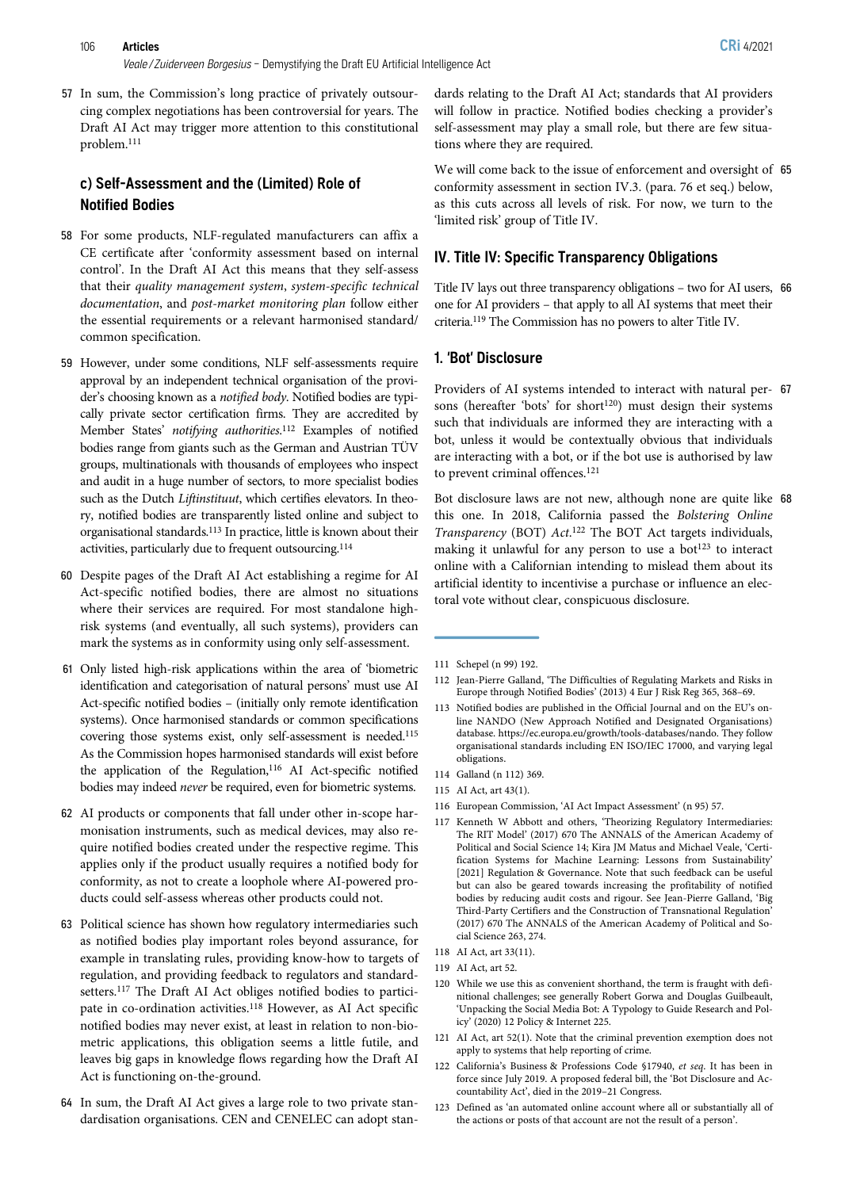57 In sum, the Commission's long practice of privately outsourcing complex negotiations has been controversial for years. The Draft AI Act may trigger more attention to this constitutional problem.[111]

### c) Self-Assessment and the (Limited) Role of Notified Bodies

58 For some products, NLF-regulated manufacturers can affix a CE certificate after 'conformity assessment based on internal control'. In the Draft AI Act this means that they self-assess that their *quality management system*, *system-specific technical documentation*, and *post-market monitoring plan* follow either the essential requirements or a relevant harmonised standard/common specification.

59 However, under some conditions, NLF self-assessments require approval by an independent technical organisation of the provider's choosing known as a *notified body*. Notified bodies are typically private sector certification firms. They are accredited by Member States' *notifying authorities*.[112] Examples of notified bodies range from giants such as the German and Austrian TÜV groups, multinationals with thousands of employees who inspect and audit in a huge number of sectors, to more specialist bodies such as the Dutch *Liftinstituut*, which certifies elevators. In theory, notified bodies are transparently listed online and subject to organisational standards.[113] In practice, little is known about their activities, particularly due to frequent outsourcing.[114]

60 Despite pages of the Draft AI Act establishing a regime for AI Act-specific notified bodies, there are almost no situations where their services are required. For most standalone high-risk systems (and eventually, all such systems), providers can mark the systems as in conformity using only self-assessment.

61 Only listed high-risk applications within the area of 'biometric identification and categorisation of natural persons' must use AI Act-specific notified bodies – (initially only remote identification systems). Once harmonised standards or common specifications covering those systems exist, only self-assessment is needed.[115] As the Commission hopes harmonised standards will exist before the application of the Regulation,[116] AI Act-specific notified bodies may indeed *never* be required, even for biometric systems.

62 AI products or components that fall under other in-scope harmonisation instruments, such as medical devices, may also require notified bodies created under the respective regime. This applies only if the product usually requires a notified body for conformity, as not to create a loophole where AI-powered products could self-assess whereas other products could not.

63 Political science has shown how regulatory intermediaries such as notified bodies play important roles beyond assurance, for example in translating rules, providing know-how to targets of regulation, and providing feedback to regulators and standard-setters.[117] The Draft AI Act obliges notified bodies to participate in co-ordination activities.[118] However, as AI Act specific notified bodies may never exist, at least in relation to non-biometric applications, this obligation seems a little futile, and leaves big gaps in knowledge flows regarding how the Draft AI Act is functioning on-the-ground.

64 In sum, the Draft AI Act gives a large role to two private standardisation organisations. CEN and CENELEC can adopt standards relating to the Draft AI Act; standards that AI providers will follow in practice. Notified bodies checking a provider's self-assessment may play a small role, but there are few situations where they are required.

65 We will come back to the issue of enforcement and oversight of conformity assessment in section IV.3. (para. 76 et seq.) below, as this cuts across all levels of risk. For now, we turn to the 'limited risk' group of Title IV.

## IV. Title IV: Specific Transparency Obligations

66 Title IV lays out three transparency obligations – two for AI users, one for AI providers – that apply to all AI systems that meet their criteria.[119] The Commission has no powers to alter Title IV.

### 1. 'Bot' Disclosure

67 Providers of AI systems intended to interact with natural persons (hereafter 'bots' for short[120]) must design their systems such that individuals are informed they are interacting with a bot, unless it would be contextually obvious that individuals are interacting with a bot, or if the bot use is authorised by law to prevent criminal offences.[121]

68 Bot disclosure laws are not new, although none are quite like this one. In 2018, California passed the *Bolstering Online Transparency* (BOT) *Act*.[122] The BOT Act targets individuals, making it unlawful for any person to use a bot[123] to interact online with a Californian intending to mislead them about its artificial identity to incentivise a purchase or influence an electoral vote without clear, conspicuous disclosure.

---

111 Schepel (n 99) 192.

112 Jean-Pierre Galland, 'The Difficulties of Regulating Markets and Risks in Europe through Notified Bodies' (2013) 4 Eur J Risk Reg 365, 368–69.

113 Notified bodies are published in the Official Journal and on the EU's online NANDO (New Approach Notified and Designated Organisations) database. https://ec.europa.eu/growth/tools-databases/nando. They follow organisational standards including EN ISO/IEC 17000, and varying legal obligations.

114 Galland (n 112) 369.

115 AI Act, art 43(1).

116 European Commission, 'AI Act Impact Assessment' (n 95) 57.

117 Kenneth W Abbott and others, 'Theorizing Regulatory Intermediaries: The RIT Model' (2017) 670 The ANNALS of the American Academy of Political and Social Science 14; Kira JM Matus and Michael Veale, 'Certification Systems for Machine Learning: Lessons from Sustainability' [2021] Regulation & Governance. Note that such feedback can be useful but can also be geared towards increasing the profitability of notified bodies by reducing audit costs and rigour. See Jean-Pierre Galland, 'Big Third-Party Certifiers and the Construction of Transnational Regulation' (2017) 670 The ANNALS of the American Academy of Political and Social Science 263, 274.

118 AI Act, art 33(11).

119 AI Act, art 52.

120 While we use this as convenient shorthand, the term is fraught with definitional challenges; see generally Robert Gorwa and Douglas Guilbeault, 'Unpacking the Social Media Bot: A Typology to Guide Research and Policy' (2020) 12 Policy & Internet 225.

121 AI Act, art 52(1). Note that the criminal prevention exemption does not apply to systems that help reporting of crime.

122 California's Business & Professions Code §17940, *et seq*. It has been in force since July 2019. A proposed federal bill, the 'Bot Disclosure and Accountability Act', died in the 2019–21 Congress.

123 Defined as 'an automated online account where all or substantially all of the actions or posts of that account are not the result of a person'.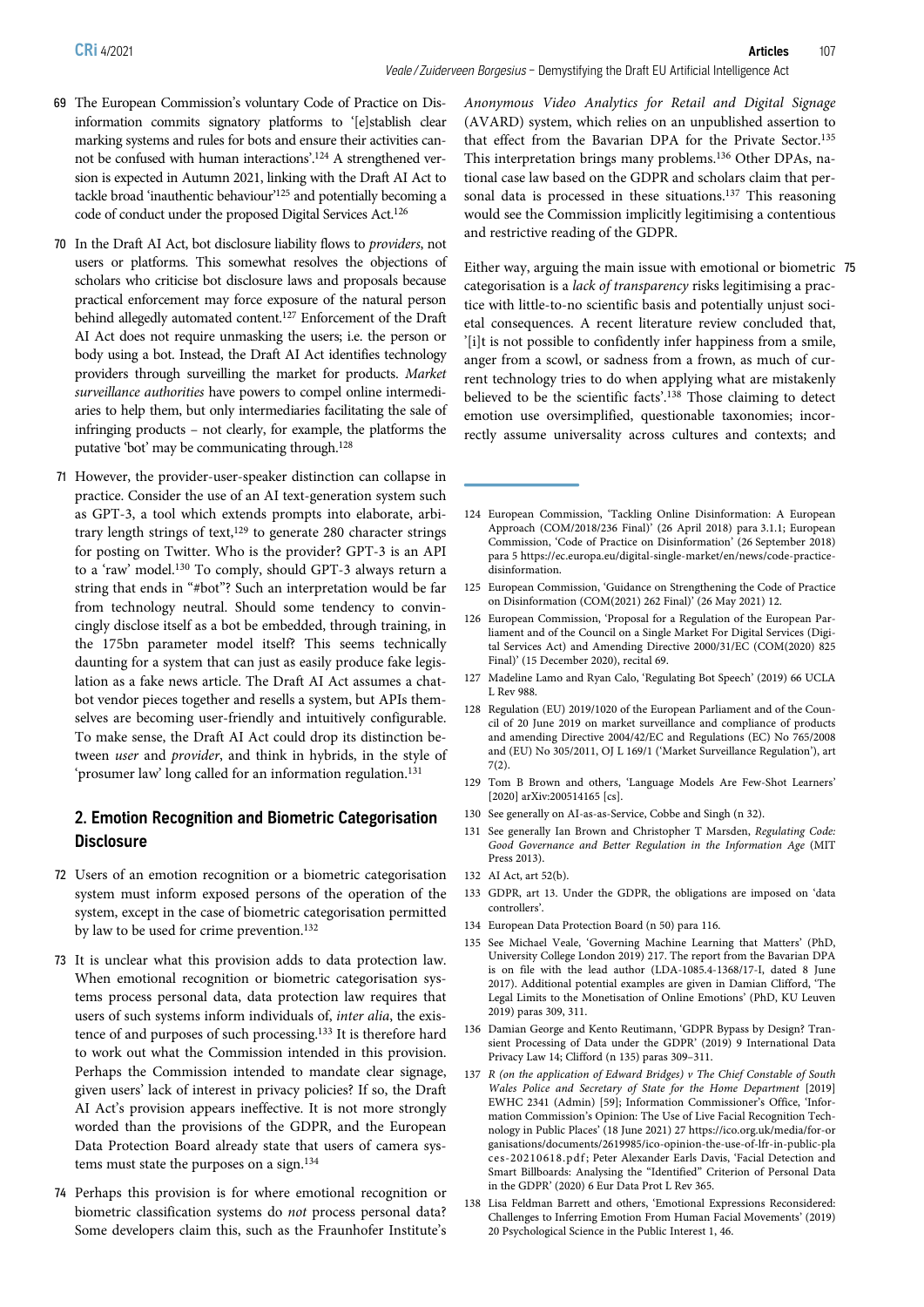69 The European Commission's voluntary Code of Practice on Disinformation commits signatory platforms to '[e]stablish clear marking systems and rules for bots and ensure their activities cannot be confused with human interactions'.[124] A strengthened version is expected in Autumn 2021, linking with the Draft AI Act to tackle broad 'inauthentic behaviour'[125] and potentially becoming a code of conduct under the proposed Digital Services Act.[126]

70 In the Draft AI Act, bot disclosure liability flows to *providers*, not users or platforms. This somewhat resolves the objections of scholars who criticise bot disclosure laws and proposals because practical enforcement may force exposure of the natural person behind allegedly automated content.[127] Enforcement of the Draft AI Act does not require unmasking the users; i.e. the person or body using a bot. Instead, the Draft AI Act identifies technology providers through surveilling the market for products. *Market surveillance authorities* have powers to compel online intermediaries to help them, but only intermediaries facilitating the sale of infringing products – not clearly, for example, the platforms the putative 'bot' may be communicating through.[128]

71 However, the provider-user-speaker distinction can collapse in practice. Consider the use of an AI text-generation system such as GPT-3, a tool which extends prompts into elaborate, arbitrary length strings of text,[129] to generate 280 character strings for posting on Twitter. Who is the provider? GPT-3 is an API to a 'raw' model.[130] To comply, should GPT-3 always return a string that ends in "#bot"? Such an interpretation would be far from technology neutral. Should some tendency to convincingly disclose itself as a bot be embedded, through training, in the 175bn parameter model itself? This seems technically daunting for a system that can just as easily produce fake legislation as a fake news article. The Draft AI Act assumes a chatbot vendor pieces together and resells a system, but APIs themselves are becoming user-friendly and intuitively configurable. To make sense, the Draft AI Act could drop its distinction between *user* and *provider*, and think in hybrids, in the style of 'prosumer law' long called for an information regulation.[131]

## 2. Emotion Recognition and Biometric Categorisation Disclosure

72 Users of an emotion recognition or a biometric categorisation system must inform exposed persons of the operation of the system, except in the case of biometric categorisation permitted by law to be used for crime prevention.[132]

73 It is unclear what this provision adds to data protection law. When emotional recognition or biometric categorisation systems process personal data, data protection law requires that users of such systems inform individuals of, *inter alia*, the existence of and purposes of such processing.[133] It is therefore hard to work out what the Commission intended in this provision. Perhaps the Commission intended to mandate clear signage, given users' lack of interest in privacy policies? If so, the Draft AI Act's provision appears ineffective. It is not more strongly worded than the provisions of the GDPR, and the European Data Protection Board already state that users of camera systems must state the purposes on a sign.[134]

74 Perhaps this provision is for where emotional recognition or biometric classification systems do *not* process personal data? Some developers claim this, such as the Fraunhofer Institute's *Anonymous Video Analytics for Retail and Digital Signage* (AVARD) system, which relies on an unpublished assertion to that effect from the Bavarian DPA for the Private Sector.[135] This interpretation brings many problems.[136] Other DPAs, national case law based on the GDPR and scholars claim that personal data is processed in these situations.[137] This reasoning would see the Commission implicitly legitimising a contentious and restrictive reading of the GDPR.

75 Either way, arguing the main issue with emotional or biometric categorisation is a *lack of transparency* risks legitimising a practice with little-to-no scientific basis and potentially unjust societal consequences. A recent literature review concluded that, '[i]t is not possible to confidently infer happiness from a smile, anger from a scowl, or sadness from a frown, as much of current technology tries to do when applying what are mistakenly believed to be the scientific facts'.[138] Those claiming to detect emotion use oversimplified, questionable taxonomies; incorrectly assume universality across cultures and contexts; and

---

124 European Commission, 'Tackling Online Disinformation: A European Approach (COM/2018/236 Final)' (26 April 2018) para 3.1.1; European Commission, 'Code of Practice on Disinformation' (26 September 2018) para 5 https://ec.europa.eu/digital-single-market/en/news/code-practice-disinformation.

125 European Commission, 'Guidance on Strengthening the Code of Practice on Disinformation (COM(2021) 262 Final)' (26 May 2021) 12.

126 European Commission, 'Proposal for a Regulation of the European Parliament and of the Council on a Single Market For Digital Services (Digital Services Act) and Amending Directive 2000/31/EC (COM(2020) 825 Final)' (15 December 2020), recital 69.

127 Madeline Lamo and Ryan Calo, 'Regulating Bot Speech' (2019) 66 UCLA L Rev 988.

128 Regulation (EU) 2019/1020 of the European Parliament and of the Council of 20 June 2019 on market surveillance and compliance of products and amending Directive 2004/42/EC and Regulations (EC) No 765/2008 and (EU) No 305/2011, OJ L 169/1 ('Market Surveillance Regulation'), art 7(2).

129 Tom B Brown and others, 'Language Models Are Few-Shot Learners' [2020] arXiv:200514165 [cs].

130 See generally on AI-as-as-Service, Cobbe and Singh (n 32).

131 See generally Ian Brown and Christopher T Marsden, *Regulating Code: Good Governance and Better Regulation in the Information Age* (MIT Press 2013).

132 AI Act, art 52(b).

133 GDPR, art 13. Under the GDPR, the obligations are imposed on 'data controllers'.

134 European Data Protection Board (n 50) para 116.

135 See Michael Veale, 'Governing Machine Learning that Matters' (PhD, University College London 2019) 217. The report from the Bavarian DPA is on file with the lead author (LDA-1085.4-1368/17-I, dated 8 June 2017). Additional potential examples are given in Damian Clifford, 'The Legal Limits to the Monetisation of Online Emotions' (PhD, KU Leuven 2019) paras 309, 311.

136 Damian George and Kento Reutimann, 'GDPR Bypass by Design? Transient Processing of Data under the GDPR' (2019) 9 International Data Privacy Law 14; Clifford (n 135) paras 309–311.

137 *R (on the application of Edward Bridges) v The Chief Constable of South Wales Police and Secretary of State for the Home Department* [2019] EWHC 2341 (Admin) [59]; Information Commissioner's Office, 'Information Commission's Opinion: The Use of Live Facial Recognition Technology in Public Places' (18 June 2021) 27 https://ico.org.uk/media/for-organisations/documents/2619985/ico-opinion-the-use-of-lfr-in-public-places-20210618.pdf; Peter Alexander Earls Davis, 'Facial Detection and Smart Billboards: Analysing the "Identified" Criterion of Personal Data in the GDPR' (2020) 6 Eur Data Prot L Rev 365.

138 Lisa Feldman Barrett and others, 'Emotional Expressions Reconsidered: Challenges to Inferring Emotion From Human Facial Movements' (2019) 20 Psychological Science in the Public Interest 1, 46.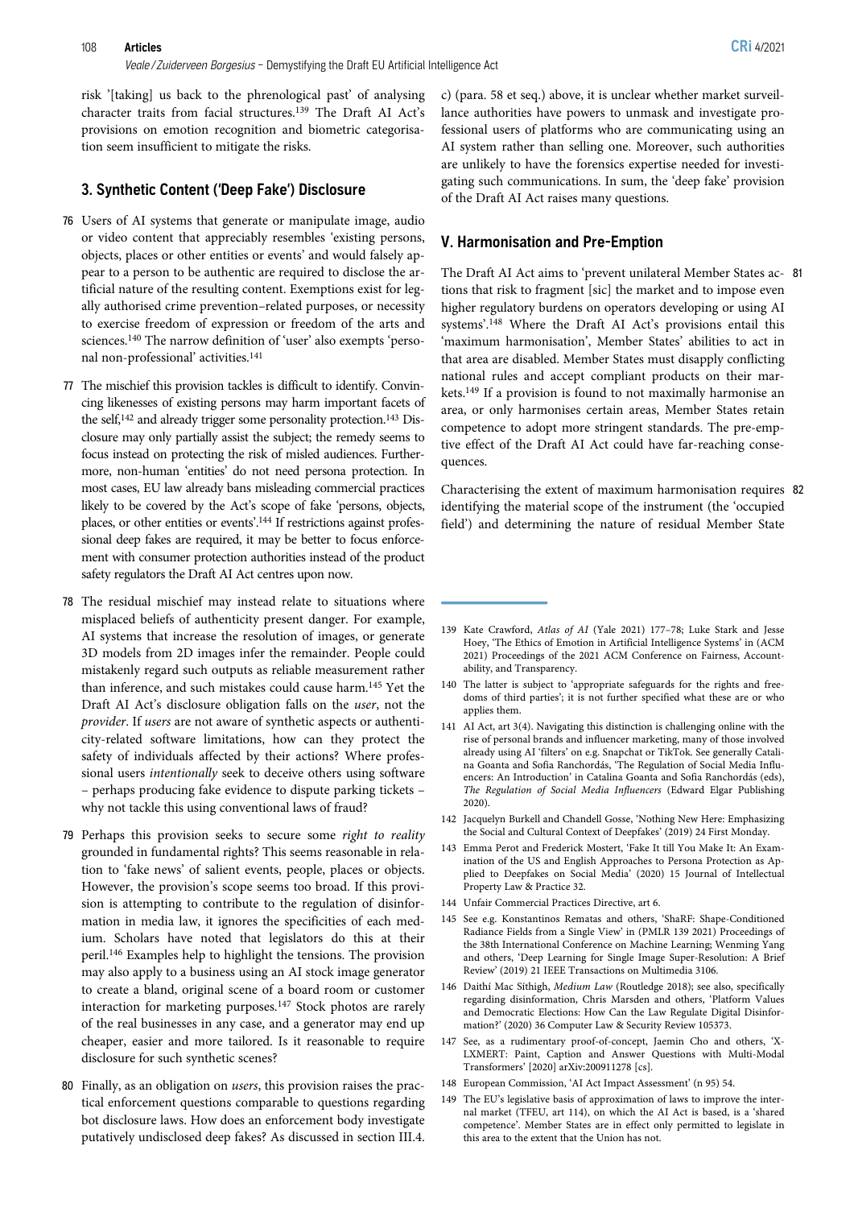risk '[taking] us back to the phrenological past' of analysing character traits from facial structures.[139] The Draft AI Act's provisions on emotion recognition and biometric categorisation seem insufficient to mitigate the risks.

### 3. Synthetic Content ('Deep Fake') Disclosure

76 Users of AI systems that generate or manipulate image, audio or video content that appreciably resembles 'existing persons, objects, places or other entities or events' and would falsely appear to a person to be authentic are required to disclose the artificial nature of the resulting content. Exemptions exist for legally authorised crime prevention–related purposes, or necessity to exercise freedom of expression or freedom of the arts and sciences.[140] The narrow definition of 'user' also exempts 'personal non-professional' activities.[141]

77 The mischief this provision tackles is difficult to identify. Convincing likenesses of existing persons may harm important facets of the self,[142] and already trigger some personality protection.[143] Disclosure may only partially assist the subject; the remedy seems to focus instead on protecting the risk of misled audiences. Furthermore, non-human 'entities' do not need persona protection. In most cases, EU law already bans misleading commercial practices likely to be covered by the Act's scope of fake 'persons, objects, places, or other entities or events'.[144] If restrictions against professional deep fakes are required, it may be better to focus enforcement with consumer protection authorities instead of the product safety regulators the Draft AI Act centres upon now.

78 The residual mischief may instead relate to situations where misplaced beliefs of authenticity present danger. For example, AI systems that increase the resolution of images, or generate 3D models from 2D images infer the remainder. People could mistakenly regard such outputs as reliable measurement rather than inference, and such mistakes could cause harm.[145] Yet the Draft AI Act's disclosure obligation falls on the *user*, not the *provider*. If *users* are not aware of synthetic aspects or authenticity-related software limitations, how can they protect the safety of individuals affected by their actions? Where professional users *intentionally* seek to deceive others using software – perhaps producing fake evidence to dispute parking tickets – why not tackle this using conventional laws of fraud?

79 Perhaps this provision seeks to secure some *right to reality* grounded in fundamental rights? This seems reasonable in relation to 'fake news' of salient events, people, places or objects. However, the provision's scope seems too broad. If this provision is attempting to contribute to the regulation of disinformation in media law, it ignores the specificities of each medium. Scholars have noted that legislators do this at their peril.[146] Examples help to highlight the tensions. The provision may also apply to a business using an AI stock image generator to create a bland, original scene of a board room or customer interaction for marketing purposes.[147] Stock photos are rarely of the real businesses in any case, and a generator may end up cheaper, easier and more tailored. Is it reasonable to require disclosure for such synthetic scenes?

80 Finally, as an obligation on *users*, this provision raises the practical enforcement questions comparable to questions regarding bot disclosure laws. How does an enforcement body investigate putatively undisclosed deep fakes? As discussed in section III.4. c) (para. 58 et seq.) above, it is unclear whether market surveillance authorities have powers to unmask and investigate professional users of platforms who are communicating using an AI system rather than selling one. Moreover, such authorities are unlikely to have the forensics expertise needed for investigating such communications. In sum, the 'deep fake' provision of the Draft AI Act raises many questions.

## V. Harmonisation and Pre-Emption

81 The Draft AI Act aims to 'prevent unilateral Member States actions that risk to fragment [sic] the market and to impose even higher regulatory burdens on operators developing or using AI systems'.[148] Where the Draft AI Act's provisions entail this 'maximum harmonisation', Member States' abilities to act in that area are disabled. Member States must disapply conflicting national rules and accept compliant products on their markets.[149] If a provision is found to not maximally harmonise an area, or only harmonises certain areas, Member States retain competence to adopt more stringent standards. The pre-emptive effect of the Draft AI Act could have far-reaching consequences.

82 Characterising the extent of maximum harmonisation requires identifying the material scope of the instrument (the 'occupied field') and determining the nature of residual Member State

---

139 Kate Crawford, *Atlas of AI* (Yale 2021) 177–78; Luke Stark and Jesse Hoey, 'The Ethics of Emotion in Artificial Intelligence Systems' in (ACM 2021) Proceedings of the 2021 ACM Conference on Fairness, Accountability, and Transparency.

140 The latter is subject to 'appropriate safeguards for the rights and freedoms of third parties'; it is not further specified what these are or who applies them.

141 AI Act, art 3(4). Navigating this distinction is challenging online with the rise of personal brands and influencer marketing, many of those involved already using AI 'filters' on e.g. Snapchat or TikTok. See generally Catalina Goanta and Sofia Ranchordás, 'The Regulation of Social Media Influencers: An Introduction' in Catalina Goanta and Sofia Ranchordás (eds), *The Regulation of Social Media Influencers* (Edward Elgar Publishing 2020).

142 Jacquelyn Burkell and Chandell Gosse, 'Nothing New Here: Emphasizing the Social and Cultural Context of Deepfakes' (2019) 24 First Monday.

143 Emma Perot and Frederick Mostert, 'Fake It till You Make It: An Examination of the US and English Approaches to Persona Protection as Applied to Deepfakes on Social Media' (2020) 15 Journal of Intellectual Property Law & Practice 32.

144 Unfair Commercial Practices Directive, art 6.

145 See e.g. Konstantinos Rematas and others, 'ShaRF: Shape-Conditioned Radiance Fields from a Single View' in (PMLR 139 2021) Proceedings of the 38th International Conference on Machine Learning; Wenming Yang and others, 'Deep Learning for Single Image Super-Resolution: A Brief Review' (2019) 21 IEEE Transactions on Multimedia 3106.

146 Daithí Mac Síthigh, *Medium Law* (Routledge 2018); see also, specifically regarding disinformation, Chris Marsden and others, 'Platform Values and Democratic Elections: How Can the Law Regulate Digital Disinformation?' (2020) 36 Computer Law & Security Review 105373.

147 See, as a rudimentary proof-of-concept, Jaemin Cho and others, 'X-LXMERT: Paint, Caption and Answer Questions with Multi-Modal Transformers' [2020] arXiv:200911278 [cs].

148 European Commission, 'AI Act Impact Assessment' (n 95) 54.

149 The EU's legislative basis of approximation of laws to improve the internal market (TFEU, art 114), on which the AI Act is based, is a 'shared competence'. Member States are in effect only permitted to legislate in this area to the extent that the Union has not.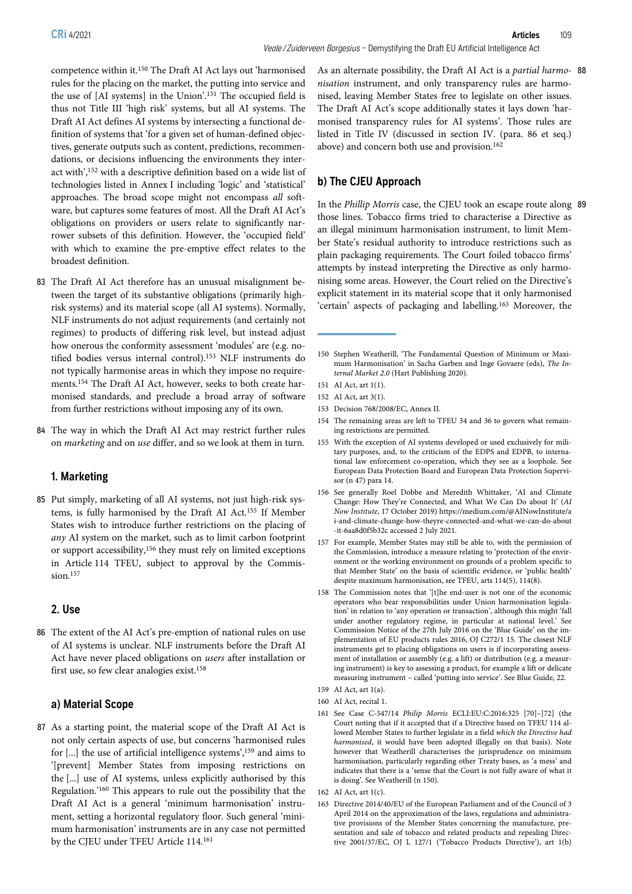competence within it.[150] The Draft AI Act lays out 'harmonised rules for the placing on the market, the putting into service and the use of [AI systems] in the Union'.[151] The occupied field is thus not Title III 'high risk' systems, but all AI systems. The Draft AI Act defines AI systems by intersecting a functional definition of systems that 'for a given set of human-defined objectives, generate outputs such as content, predictions, recommendations, or decisions influencing the environments they interact with',[152] with a descriptive definition based on a wide list of technologies listed in Annex I including 'logic' and 'statistical' approaches. The broad scope might not encompass *all* software, but captures some features of most. All the Draft AI Act's obligations on providers or users relate to significantly narrower subsets of this definition. However, the 'occupied field' with which to examine the pre-emptive effect relates to the broadest definition.

83 The Draft AI Act therefore has an unusual misalignment between the target of its substantive obligations (primarily high-risk systems) and its material scope (all AI systems). Normally, NLF instruments do not adjust requirements (and certainly not regimes) to products of differing risk level, but instead adjust how onerous the conformity assessment 'modules' are (e.g. notified bodies versus internal control).[153] NLF instruments do not typically harmonise areas in which they impose no requirements.[154] The Draft AI Act, however, seeks to both create harmonised standards, and preclude a broad array of software from further restrictions without imposing any of its own.

84 The way in which the Draft AI Act may restrict further rules on *marketing* and on *use* differ, and so we look at them in turn.

### 1. Marketing

85 Put simply, marketing of all AI systems, not just high-risk systems, is fully harmonised by the Draft AI Act.[155] If Member States wish to introduce further restrictions on the placing of *any* AI system on the market, such as to limit carbon footprint or support accessibility,[156] they must rely on limited exceptions in Article 114 TFEU, subject to approval by the Commission.[157]

### 2. Use

86 The extent of the AI Act's pre-emption of national rules on use of AI systems is unclear. NLF instruments before the Draft AI Act have never placed obligations on *users* after installation or first use, so few clear analogies exist.[158]

#### a) Material Scope

87 As a starting point, the material scope of the Draft AI Act is not only certain aspects of use, but concerns 'harmonised rules for [...] the use of artificial intelligence systems',[159] and aims to '[prevent] Member States from imposing restrictions on the [...] use of AI systems, unless explicitly authorised by this Regulation.'[160] This appears to rule out the possibility that the Draft AI Act is a general 'minimum harmonisation' instrument, setting a horizontal regulatory floor. Such general 'minimum harmonisation' instruments are in any case not permitted by the CJEU under TFEU Article 114.[161]

88 As an alternate possibility, the Draft AI Act is a *partial harmonisation* instrument, and only transparency rules are harmonised, leaving Member States free to legislate on other issues. The Draft AI Act's scope additionally states it lays down 'harmonised transparency rules for AI systems'. Those rules are listed in Title IV (discussed in section IV. (para. 86 et seq.) above) and concern both use and provision.[162]

#### b) The CJEU Approach

89 In the *Phillip Morris* case, the CJEU took an escape route along those lines. Tobacco firms tried to characterise a Directive as an illegal minimum harmonisation instrument, to limit Member State's residual authority to introduce restrictions such as plain packaging requirements. The Court foiled tobacco firms' attempts by instead interpreting the Directive as only harmonising some areas. However, the Court relied on the Directive's explicit statement in its material scope that it only harmonised 'certain' aspects of packaging and labelling.[163] Moreover, the

---

150 Stephen Weatherill, 'The Fundamental Question of Minimum or Maximum Harmonisation' in Sacha Garben and Inge Govaere (eds), *The Internal Market 2.0* (Hart Publishing 2020).

151 AI Act, art 1(1).

152 AI Act, art 3(1).

153 Decision 768/2008/EC, Annex II.

154 The remaining areas are left to TFEU 34 and 36 to govern what remaining restrictions are permitted.

155 With the exception of AI systems developed or used exclusively for military purposes, and, to the criticism of the EDPS and EDPB, to international law enforcement co-operation, which they see as a loophole. See European Data Protection Board and European Data Protection Supervisor (n 47) para 14.

156 See generally Roel Dobbe and Meredith Whittaker, 'AI and Climate Change: How They're Connected, and What We Can Do about It' (*AI Now Institute*, 17 October 2019) https://medium.com/@AINowInstitute/ai-and-climate-change-how-theyre-connected-and-what-we-can-do-about-it-6aa8d0f5b32c accessed 2 July 2021.

157 For example, Member States may still be able to, with the permission of the Commission, introduce a measure relating to 'protection of the environment or the working environment on grounds of a problem specific to that Member State' on the basis of scientific evidence, or 'public health' despite maximum harmonisation, see TFEU, arts 114(5), 114(8).

158 The Commission notes that '[t]he end-user is not one of the economic operators who bear responsibilities under Union harmonisation legislation' in relation to 'any operation or transaction', although this might 'fall under another regulatory regime, in particular at national level.' See Commission Notice of the 27th July 2016 on the 'Blue Guide' on the implementation of EU products rules 2016, OJ C272/1 15. The closest NLF instruments get to placing obligations on users is if incorporating assessment of installation or assembly (e.g. a lift) or distribution (e.g. a measuring instrument) is key to assessing a product, for example a lift or delicate measuring instrument – called 'putting into service'. See Blue Guide, 22.

159 AI Act, art 1(a).

160 AI Act, recital 1.

161 See Case C-547/14 *Philip Morris* ECLI:EU:C:2016:325 [70]–[72] (the Court noting that if it accepted that if a Directive based on TFEU 114 allowed Member States to further legislate in a field *which the Directive had harmonised*, it would have been adopted illegally on that basis). Note however that Weatherill characterises the jurisprudence on minimum harmonisation, particularly regarding other Treaty bases, as 'a mess' and indicates that there is a 'sense that the Court is not fully aware of what it is doing'. See Weatherill (n 150).

162 AI Act, art 1(c).

163 Directive 2014/40/EU of the European Parliament and of the Council of 3 April 2014 on the approximation of the laws, regulations and administrative provisions of the Member States concerning the manufacture, presentation and sale of tobacco and related products and repealing Directive 2001/37/EC, OJ L 127/1 ('Tobacco Products Directive'), art 1(b)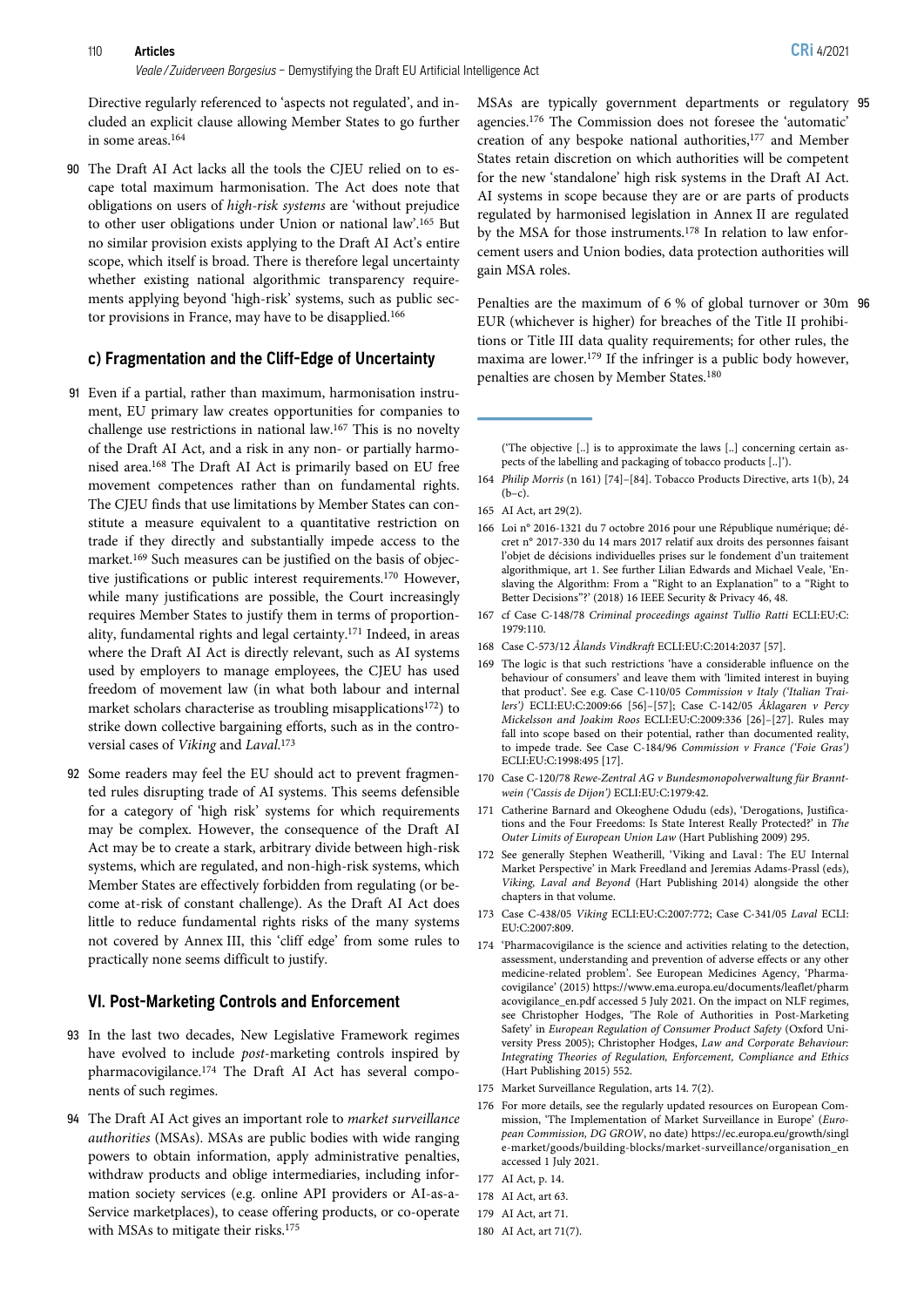Directive regularly referenced to 'aspects not regulated', and included an explicit clause allowing Member States to go further in some areas.[164]

90 The Draft AI Act lacks all the tools the CJEU relied on to escape total maximum harmonisation. The Act does note that obligations on users of *high-risk systems* are 'without prejudice to other user obligations under Union or national law'.[165] But no similar provision exists applying to the Draft AI Act's entire scope, which itself is broad. There is therefore legal uncertainty whether existing national algorithmic transparency requirements applying beyond 'high-risk' systems, such as public sector provisions in France, may have to be disapplied.[166]

### c) Fragmentation and the Cliff-Edge of Uncertainty

91 Even if a partial, rather than maximum, harmonisation instrument, EU primary law creates opportunities for companies to challenge use restrictions in national law.[167] This is no novelty of the Draft AI Act, and a risk in any non- or partially harmonised area.[168] The Draft AI Act is primarily based on EU free movement competences rather than on fundamental rights. The CJEU finds that use limitations by Member States can constitute a measure equivalent to a quantitative restriction on trade if they directly and substantially impede access to the market.[169] Such measures can be justified on the basis of objective justifications or public interest requirements.[170] However, while many justifications are possible, the Court increasingly requires Member States to justify them in terms of proportionality, fundamental rights and legal certainty.[171] Indeed, in areas where the Draft AI Act is directly relevant, such as AI systems used by employers to manage employees, the CJEU has used freedom of movement law (in what both labour and internal market scholars characterise as troubling misapplications[172]) to strike down collective bargaining efforts, such as in the controversial cases of *Viking* and *Laval*.[173]

92 Some readers may feel the EU should act to prevent fragmented rules disrupting trade of AI systems. This seems defensible for a category of 'high risk' systems for which requirements may be complex. However, the consequence of the Draft AI Act may be to create a stark, arbitrary divide between high-risk systems, which are regulated, and non-high-risk systems, which Member States are effectively forbidden from regulating (or become at-risk of constant challenge). As the Draft AI Act does little to reduce fundamental rights risks of the many systems not covered by Annex III, this 'cliff edge' from some rules to practically none seems difficult to justify.

## VI. Post-Marketing Controls and Enforcement

93 In the last two decades, New Legislative Framework regimes have evolved to include *post*-marketing controls inspired by pharmacovigilance.[174] The Draft AI Act has several components of such regimes.

94 The Draft AI Act gives an important role to *market surveillance authorities* (MSAs). MSAs are public bodies with wide ranging powers to obtain information, apply administrative penalties, withdraw products and oblige intermediaries, including information society services (e.g. online API providers or AI-as-a-Service marketplaces), to cease offering products, or co-operate with MSAs to mitigate their risks.[175]

95 MSAs are typically government departments or regulatory agencies.[176] The Commission does not foresee the 'automatic' creation of any bespoke national authorities,[177] and Member States retain discretion on which authorities will be competent for the new 'standalone' high risk systems in the Draft AI Act. AI systems in scope because they are or are parts of products regulated by harmonised legislation in Annex II are regulated by the MSA for those instruments.[178] In relation to law enforcement users and Union bodies, data protection authorities will gain MSA roles.

96 Penalties are the maximum of 6 % of global turnover or 30m EUR (whichever is higher) for breaches of the Title II prohibitions or Title III data quality requirements; for other rules, the maxima are lower.[179] If the infringer is a public body however, penalties are chosen by Member States.[180]

---

('The objective [..] is to approximate the laws [..] concerning certain aspects of the labelling and packaging of tobacco products [..]').

164 *Philip Morris* (n 161) [74]–[84]. Tobacco Products Directive, arts 1(b), 24 (b–c).

165 AI Act, art 29(2).

166 Loi n° 2016-1321 du 7 octobre 2016 pour une République numérique; décret n° 2017-330 du 14 mars 2017 relatif aux droits des personnes faisant l'objet de décisions individuelles prises sur le fondement d'un traitement algorithmique, art 1. See further Lilian Edwards and Michael Veale, 'Enslaving the Algorithm: From a "Right to an Explanation" to a "Right to Better Decisions"?' (2018) 16 IEEE Security & Privacy 46, 48.

167 cf Case C-148/78 *Criminal proceedings against Tullio Ratti* ECLI:EU:C:1979:110.

168 Case C-573/12 *Ålands Vindkraft* ECLI:EU:C:2014:2037 [57].

169 The logic is that such restrictions 'have a considerable influence on the behaviour of consumers' and leave them with 'limited interest in buying that product'. See e.g. Case C-110/05 *Commission v Italy ('Italian Trailers')* ECLI:EU:C:2009:66 [56]–[57]; Case C-142/05 *Åklagaren v Percy Mickelsson and Joakim Roos* ECLI:EU:C:2009:336 [26]–[27]. Rules may fall into scope based on their potential, rather than documented reality, to impede trade. See Case C-184/96 *Commission v France ('Foie Gras')* ECLI:EU:C:1998:495 [17].

170 Case C-120/78 *Rewe-Zentral AG v Bundesmonopolverwaltung für Branntwein ('Cassis de Dijon')* ECLI:EU:C:1979:42.

171 Catherine Barnard and Okeoghene Odudu (eds), 'Derogations, Justifications and the Four Freedoms: Is State Interest Really Protected?' in *The Outer Limits of European Union Law* (Hart Publishing 2009) 295.

172 See generally Stephen Weatherill, 'Viking and Laval: The EU Internal Market Perspective' in Mark Freedland and Jeremias Adams-Prassl (eds), *Viking, Laval and Beyond* (Hart Publishing 2014) alongside the other chapters in that volume.

173 Case C-438/05 *Viking* ECLI:EU:C:2007:772; Case C-341/05 *Laval* ECLI:EU:C:2007:809.

174 'Pharmacovigilance is the science and activities relating to the detection, assessment, understanding and prevention of adverse effects or any other medicine-related problem'. See European Medicines Agency, 'Pharmacovigilance' (2015) https://www.ema.europa.eu/documents/leaflet/pharmacovigilance_en.pdf accessed 5 July 2021. On the impact on NLF regimes, see Christopher Hodges, 'The Role of Authorities in Post-Marketing Safety' in *European Regulation of Consumer Product Safety* (Oxford University Press 2005); Christopher Hodges, *Law and Corporate Behaviour: Integrating Theories of Regulation, Enforcement, Compliance and Ethics* (Hart Publishing 2015) 552.

175 Market Surveillance Regulation, arts 14. 7(2).

176 For more details, see the regularly updated resources on European Commission, 'The Implementation of Market Surveillance in Europe' (*European Commission, DG GROW*, no date) https://ec.europa.eu/growth/single-market/goods/building-blocks/market-surveillance/organisation_en accessed 1 July 2021.

177 AI Act, p. 14.

178 AI Act, art 63.

179 AI Act, art 71.

180 AI Act, art 71(7).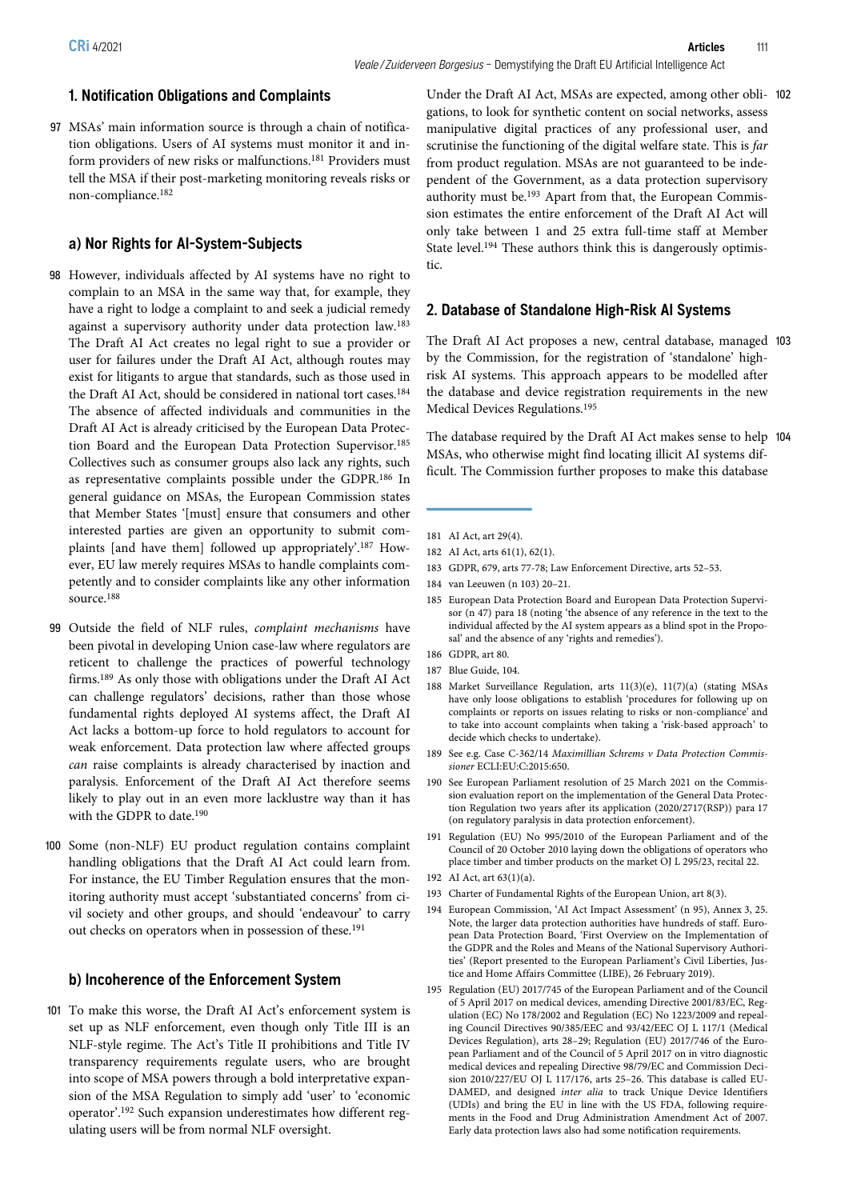## 1. Notification Obligations and Complaints

97 MSAs' main information source is through a chain of notification obligations. Users of AI systems must monitor it and inform providers of new risks or malfunctions.[181] Providers must tell the MSA if their post-marketing monitoring reveals risks or non-compliance.[182]

### a) Nor Rights for AI-System-Subjects

98 However, individuals affected by AI systems have no right to complain to an MSA in the same way that, for example, they have a right to lodge a complaint to and seek a judicial remedy against a supervisory authority under data protection law.[183] The Draft AI Act creates no legal right to sue a provider or user for failures under the Draft AI Act, although routes may exist for litigants to argue that standards, such as those used in the Draft AI Act, should be considered in national tort cases.[184] The absence of affected individuals and communities in the Draft AI Act is already criticised by the European Data Protection Board and the European Data Protection Supervisor.[185] Collectives such as consumer groups also lack any rights, such as representative complaints possible under the GDPR.[186] In general guidance on MSAs, the European Commission states that Member States '[must] ensure that consumers and other interested parties are given an opportunity to submit complaints [and have them] followed up appropriately'.[187] However, EU law merely requires MSAs to handle complaints competently and to consider complaints like any other information source.[188]

99 Outside the field of NLF rules, *complaint mechanisms* have been pivotal in developing Union case-law where regulators are reticent to challenge the practices of powerful technology firms.[189] As only those with obligations under the Draft AI Act can challenge regulators' decisions, rather than those whose fundamental rights deployed AI systems affect, the Draft AI Act lacks a bottom-up force to hold regulators to account for weak enforcement. Data protection law where affected groups *can* raise complaints is already characterised by inaction and paralysis. Enforcement of the Draft AI Act therefore seems likely to play out in an even more lacklustre way than it has with the GDPR to date.[190]

100 Some (non-NLF) EU product regulation contains complaint handling obligations that the Draft AI Act could learn from. For instance, the EU Timber Regulation ensures that the monitoring authority must accept 'substantiated concerns' from civil society and other groups, and should 'endeavour' to carry out checks on operators when in possession of these.[191]

### b) Incoherence of the Enforcement System

101 To make this worse, the Draft AI Act's enforcement system is set up as NLF enforcement, even though only Title III is an NLF-style regime. The Act's Title II prohibitions and Title IV transparency requirements regulate users, who are brought into scope of MSA powers through a bold interpretative expansion of the MSA Regulation to simply add 'user' to 'economic operator'.[192] Such expansion underestimates how different regulating users will be from normal NLF oversight.

102 Under the Draft AI Act, MSAs are expected, among other obligations, to look for synthetic content on social networks, assess manipulative digital practices of any professional user, and scrutinise the functioning of the digital welfare state. This is *far* from product regulation. MSAs are not guaranteed to be independent of the Government, as a data protection supervisory authority must be.[193] Apart from that, the European Commission estimates the entire enforcement of the Draft AI Act will only take between 1 and 25 extra full-time staff at Member State level.[194] These authors think this is dangerously optimistic.

## 2. Database of Standalone High-Risk AI Systems

103 The Draft AI Act proposes a new, central database, managed by the Commission, for the registration of 'standalone' high-risk AI systems. This approach appears to be modelled after the database and device registration requirements in the new Medical Devices Regulations.[195]

104 The database required by the Draft AI Act makes sense to help MSAs, who otherwise might find locating illicit AI systems difficult. The Commission further proposes to make this database

---

181 AI Act, art 29(4).

182 AI Act, arts 61(1), 62(1).

183 GDPR, 679, arts 77-78; Law Enforcement Directive, arts 52–53.

184 van Leeuwen (n 103) 20–21.

185 European Data Protection Board and European Data Protection Supervisor (n 47) para 18 (noting 'the absence of any reference in the text to the individual affected by the AI system appears as a blind spot in the Proposal' and the absence of any 'rights and remedies').

186 GDPR, art 80.

187 Blue Guide, 104.

188 Market Surveillance Regulation, arts 11(3)(e), 11(7)(a) (stating MSAs have only loose obligations to establish 'procedures for following up on complaints or reports on issues relating to risks or non-compliance' and to take into account complaints when taking a 'risk-based approach' to decide which checks to undertake).

189 See e.g. Case C-362/14 *Maximillian Schrems v Data Protection Commissioner* ECLI:EU:C:2015:650.

190 See European Parliament resolution of 25 March 2021 on the Commission evaluation report on the implementation of the General Data Protection Regulation two years after its application (2020/2717(RSP)) para 17 (on regulatory paralysis in data protection enforcement).

191 Regulation (EU) No 995/2010 of the European Parliament and of the Council of 20 October 2010 laying down the obligations of operators who place timber and timber products on the market OJ L 295/23, recital 22.

192 AI Act, art 63(1)(a).

193 Charter of Fundamental Rights of the European Union, art 8(3).

194 European Commission, 'AI Act Impact Assessment' (n 95), Annex 3, 25. Note, the larger data protection authorities have hundreds of staff. European Data Protection Board, 'First Overview on the Implementation of the GDPR and the Roles and Means of the National Supervisory Authorities' (Report presented to the European Parliament's Civil Liberties, Justice and Home Affairs Committee (LIBE), 26 February 2019).

195 Regulation (EU) 2017/745 of the European Parliament and of the Council of 5 April 2017 on medical devices, amending Directive 2001/83/EC, Regulation (EC) No 178/2002 and Regulation (EC) No 1223/2009 and repealing Council Directives 90/385/EEC and 93/42/EEC OJ L 117/1 (Medical Devices Regulation), arts 28–29; Regulation (EU) 2017/746 of the European Parliament and of the Council of 5 April 2017 on in vitro diagnostic medical devices and repealing Directive 98/79/EC and Commission Decision 2010/227/EU OJ L 117/176, arts 25–26. This database is called EUDAMED, and designed *inter alia* to track Unique Device Identifiers (UDIs) and bring the EU in line with the US FDA, following requirements in the Food and Drug Administration Amendment Act of 2007. Early data protection laws also had some notification requirements.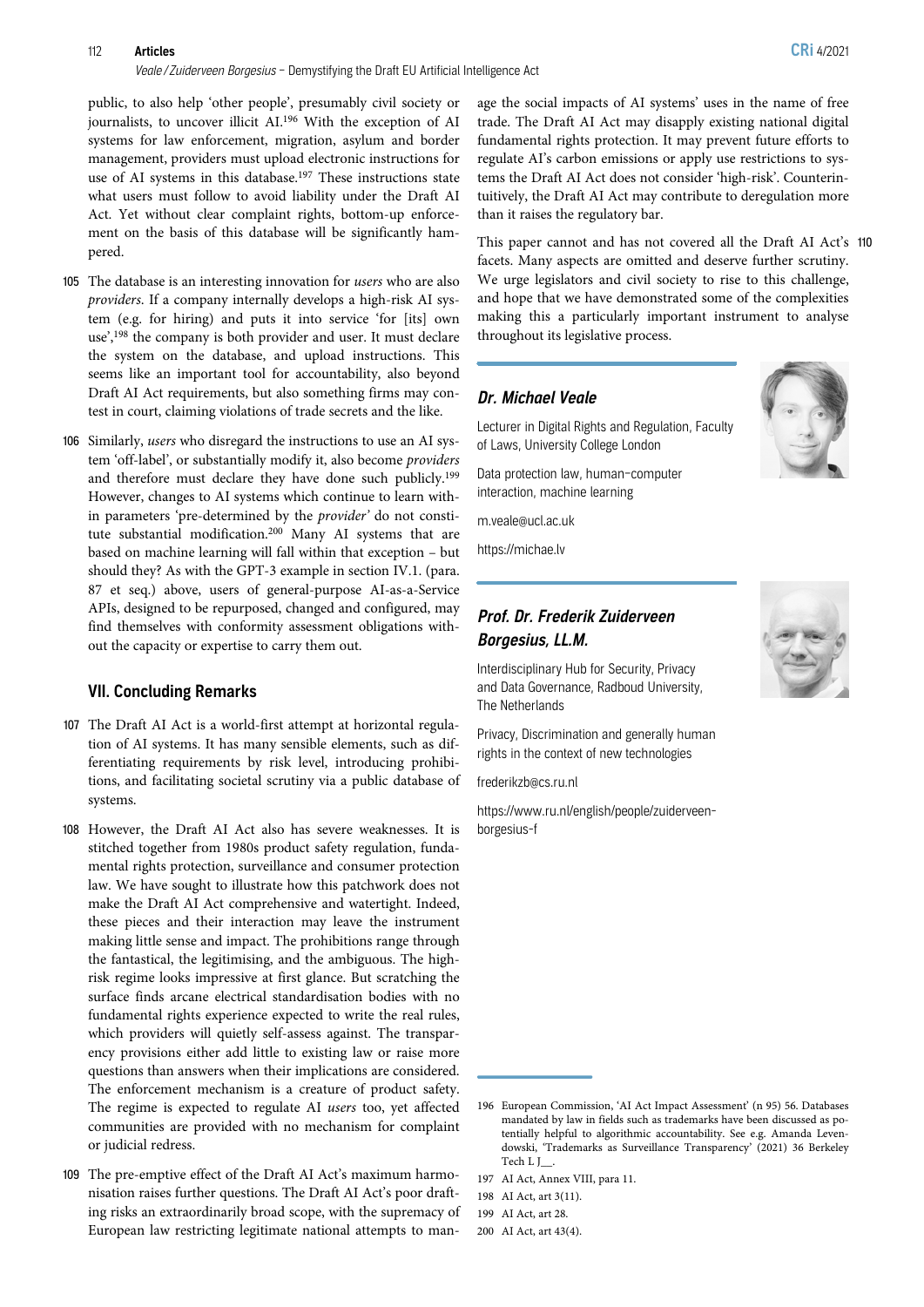public, to also help 'other people', presumably civil society or journalists, to uncover illicit AI.[196] With the exception of AI systems for law enforcement, migration, asylum and border management, providers must upload electronic instructions for use of AI systems in this database.[197] These instructions state what users must follow to avoid liability under the Draft AI Act. Yet without clear complaint rights, bottom-up enforcement on the basis of this database will be significantly hampered.

105 The database is an interesting innovation for *users* who are also *providers*. If a company internally develops a high-risk AI system (e.g. for hiring) and puts it into service 'for [its] own use',[198] the company is both provider and user. It must declare the system on the database, and upload instructions. This seems like an important tool for accountability, also beyond Draft AI Act requirements, but also something firms may contest in court, claiming violations of trade secrets and the like.

106 Similarly, *users* who disregard the instructions to use an AI system 'off-label', or substantially modify it, also become *providers* and therefore must declare they have done such publicly.[199] However, changes to AI systems which continue to learn within parameters 'pre-determined by the *provider'* do not constitute substantial modification.[200] Many AI systems that are based on machine learning will fall within that exception – but should they? As with the GPT-3 example in section IV.1. (para. 87 et seq.) above, users of general-purpose AI-as-a-Service APIs, designed to be repurposed, changed and configured, may find themselves with conformity assessment obligations without the capacity or expertise to carry them out.

## VII. Concluding Remarks

107 The Draft AI Act is a world-first attempt at horizontal regulation of AI systems. It has many sensible elements, such as differentiating requirements by risk level, introducing prohibitions, and facilitating societal scrutiny via a public database of systems.

108 However, the Draft AI Act also has severe weaknesses. It is stitched together from 1980s product safety regulation, fundamental rights protection, surveillance and consumer protection law. We have sought to illustrate how this patchwork does not make the Draft AI Act comprehensive and watertight. Indeed, these pieces and their interaction may leave the instrument making little sense and impact. The prohibitions range through the fantastical, the legitimising, and the ambiguous. The high-risk regime looks impressive at first glance. But scratching the surface finds arcane electrical standardisation bodies with no fundamental rights experience expected to write the real rules, which providers will quietly self-assess against. The transparency provisions either add little to existing law or raise more questions than answers when their implications are considered. The enforcement mechanism is a creature of product safety. The regime is expected to regulate AI *users* too, yet affected communities are provided with no mechanism for complaint or judicial redress.

109 The pre-emptive effect of the Draft AI Act's maximum harmonisation raises further questions. The Draft AI Act's poor drafting risks an extraordinarily broad scope, with the supremacy of European law restricting legitimate national attempts to manage the social impacts of AI systems' uses in the name of free trade. The Draft AI Act may disapply existing national digital fundamental rights protection. It may prevent future efforts to regulate AI's carbon emissions or apply use restrictions to systems the Draft AI Act does not consider 'high-risk'. Counterintuitively, the Draft AI Act may contribute to deregulation more than it raises the regulatory bar.

110 This paper cannot and has not covered all the Draft AI Act's facets. Many aspects are omitted and deserve further scrutiny. We urge legislators and civil society to rise to this challenge, and hope that we have demonstrated some of the complexities making this a particularly important instrument to analyse throughout its legislative process.

### Dr. Michael Veale

Lecturer in Digital Rights and Regulation, Faculty of Laws, University College London

Data protection law, human–computer interaction, machine learning

m.veale@ucl.ac.uk

https://michae.lv

### Prof. Dr. Frederik Zuiderveen Borgesius, LL.M.

Interdisciplinary Hub for Security, Privacy and Data Governance, Radboud University, The Netherlands

Privacy, Discrimination and generally human rights in the context of new technologies

frederikzb@cs.ru.nl

https://www.ru.nl/english/people/zuiderveen-borgesius-f

---

196 European Commission, 'AI Act Impact Assessment' (n 95) 56. Databases mandated by law in fields such as trademarks have been discussed as potentially helpful to algorithmic accountability. See e.g. Amanda Levendowski, 'Trademarks as Surveillance Transparency' (2021) 36 Berkeley Tech L J __.

197 AI Act, Annex VIII, para 11.

198 AI Act, art 3(11).

199 AI Act, art 28.

200 AI Act, art 43(4).